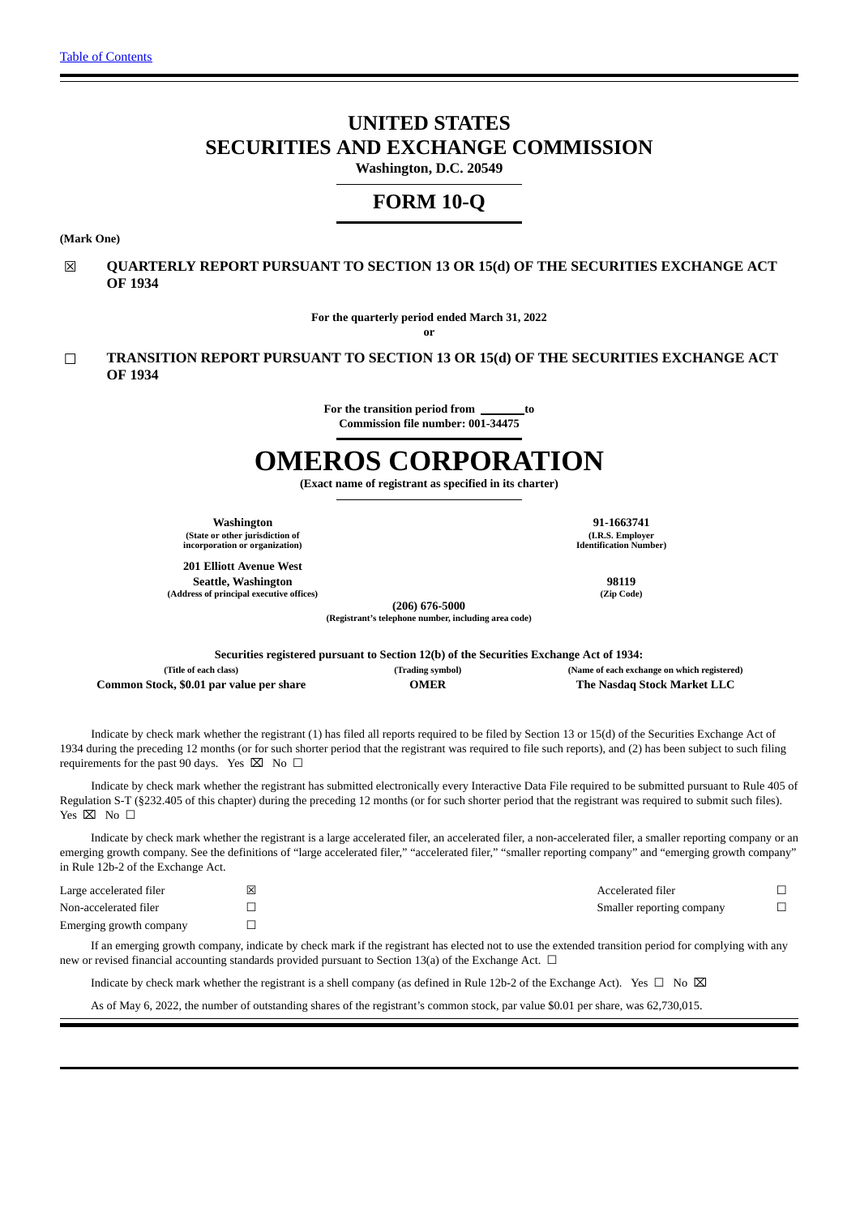[Table of Contents](#)

# UNITED STATES
# SECURITIES AND EXCHANGE COMMISSION

**Washington, D.C. 20549**

# FORM 10-Q

**(Mark One)**

☒ **QUARTERLY REPORT PURSUANT TO SECTION 13 OR 15(d) OF THE SECURITIES EXCHANGE ACT OF 1934**

**For the quarterly period ended March 31, 2022**

**or**

☐ **TRANSITION REPORT PURSUANT TO SECTION 13 OR 15(d) OF THE SECURITIES EXCHANGE ACT OF 1934**

**For the transition period from \_\_\_\_\_\_\_to**

**Commission file number: 001-34475**

# OMEROS CORPORATION

**(Exact name of registrant as specified in its charter)**

| | |
|---|---|
| **Washington**<br>**(State or other jurisdiction of incorporation or organization)** | **91-1663741**<br>**(I.R.S. Employer Identification Number)** |
| **201 Elliott Avenue West**<br>**Seattle, Washington**<br>**(Address of principal executive offices)** | **98119**<br>**(Zip Code)** |

**(206) 676-5000**
**(Registrant's telephone number, including area code)**

**Securities registered pursuant to Section 12(b) of the Securities Exchange Act of 1934:**

| (Title of each class) | (Trading symbol) | (Name of each exchange on which registered) |
|---|---|---|
| **Common Stock, $0.01 par value per share** | **OMER** | **The Nasdaq Stock Market LLC** |

Indicate by check mark whether the registrant (1) has filed all reports required to be filed by Section 13 or 15(d) of the Securities Exchange Act of 1934 during the preceding 12 months (or for such shorter period that the registrant was required to file such reports), and (2) has been subject to such filing requirements for the past 90 days. Yes ☒ No ☐

Indicate by check mark whether the registrant has submitted electronically every Interactive Data File required to be submitted pursuant to Rule 405 of Regulation S-T (§232.405 of this chapter) during the preceding 12 months (or for such shorter period that the registrant was required to submit such files). Yes ☒ No ☐

Indicate by check mark whether the registrant is a large accelerated filer, an accelerated filer, a non-accelerated filer, a smaller reporting company or an emerging growth company. See the definitions of "large accelerated filer," "accelerated filer," "smaller reporting company" and "emerging growth company" in Rule 12b-2 of the Exchange Act.

| | | | |
|---|---|---|---|
| Large accelerated filer | ☒ | Accelerated filer | ☐ |
| Non-accelerated filer | ☐ | Smaller reporting company | ☐ |
| Emerging growth company | ☐ | | |

If an emerging growth company, indicate by check mark if the registrant has elected not to use the extended transition period for complying with any new or revised financial accounting standards provided pursuant to Section 13(a) of the Exchange Act. ☐

Indicate by check mark whether the registrant is a shell company (as defined in Rule 12b-2 of the Exchange Act). Yes ☐ No ☒

As of May 6, 2022, the number of outstanding shares of the registrant's common stock, par value $0.01 per share, was 62,730,015.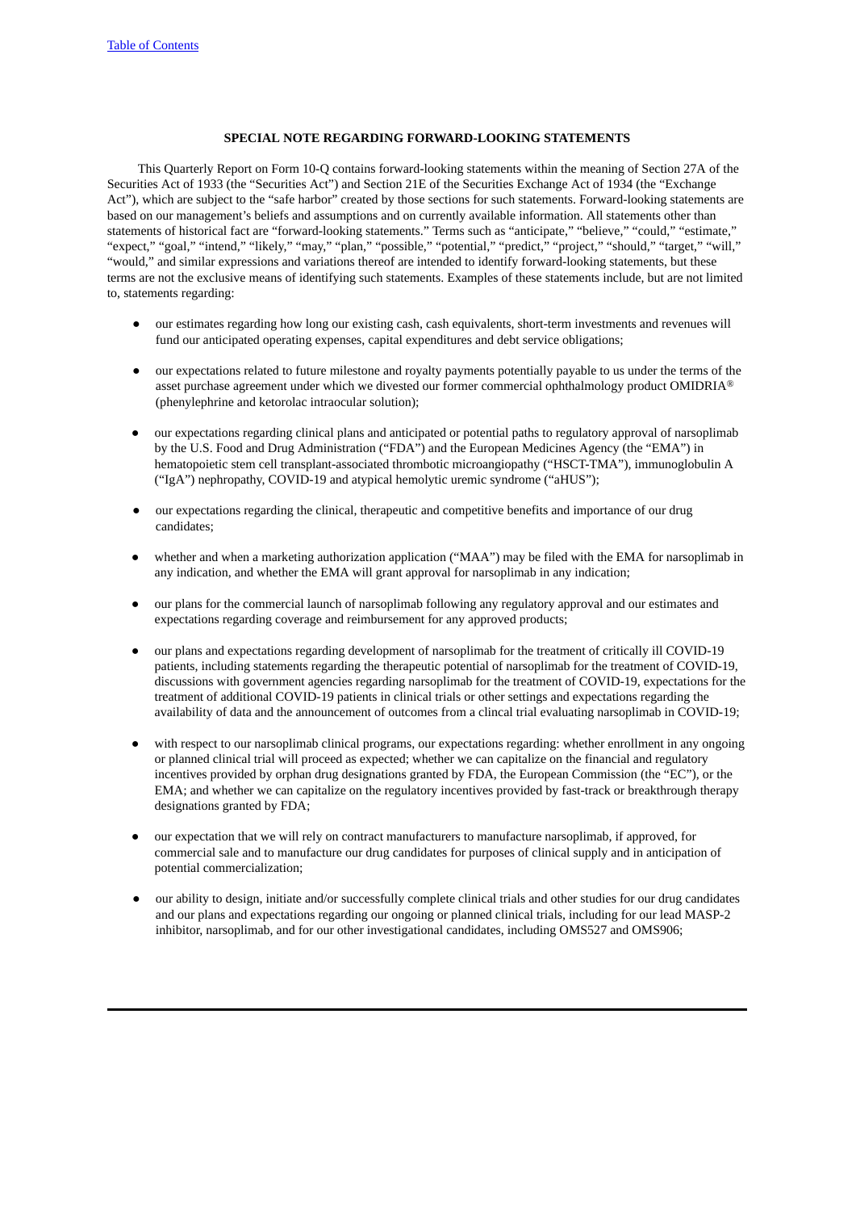### SPECIAL NOTE REGARDING FORWARD-LOOKING STATEMENTS

This Quarterly Report on Form 10-Q contains forward-looking statements within the meaning of Section 27A of the Securities Act of 1933 (the "Securities Act") and Section 21E of the Securities Exchange Act of 1934 (the "Exchange Act"), which are subject to the "safe harbor" created by those sections for such statements. Forward-looking statements are based on our management's beliefs and assumptions and on currently available information. All statements other than statements of historical fact are "forward-looking statements." Terms such as "anticipate," "believe," "could," "estimate," "expect," "goal," "intend," "likely," "may," "plan," "possible," "potential," "predict," "project," "should," "target," "will," "would," and similar expressions and variations thereof are intended to identify forward-looking statements, but these terms are not the exclusive means of identifying such statements. Examples of these statements include, but are not limited to, statements regarding:

- our estimates regarding how long our existing cash, cash equivalents, short-term investments and revenues will fund our anticipated operating expenses, capital expenditures and debt service obligations;
- our expectations related to future milestone and royalty payments potentially payable to us under the terms of the asset purchase agreement under which we divested our former commercial ophthalmology product OMIDRIA® (phenylephrine and ketorolac intraocular solution);
- our expectations regarding clinical plans and anticipated or potential paths to regulatory approval of narsoplimab by the U.S. Food and Drug Administration ("FDA") and the European Medicines Agency (the "EMA") in hematopoietic stem cell transplant-associated thrombotic microangiopathy ("HSCT-TMA"), immunoglobulin A ("IgA") nephropathy, COVID-19 and atypical hemolytic uremic syndrome ("aHUS");
- our expectations regarding the clinical, therapeutic and competitive benefits and importance of our drug candidates;
- whether and when a marketing authorization application ("MAA") may be filed with the EMA for narsoplimab in any indication, and whether the EMA will grant approval for narsoplimab in any indication;
- our plans for the commercial launch of narsoplimab following any regulatory approval and our estimates and expectations regarding coverage and reimbursement for any approved products;
- our plans and expectations regarding development of narsoplimab for the treatment of critically ill COVID-19 patients, including statements regarding the therapeutic potential of narsoplimab for the treatment of COVID-19, discussions with government agencies regarding narsoplimab for the treatment of COVID-19, expectations for the treatment of additional COVID-19 patients in clinical trials or other settings and expectations regarding the availability of data and the announcement of outcomes from a clincal trial evaluating narsoplimab in COVID-19;
- with respect to our narsoplimab clinical programs, our expectations regarding: whether enrollment in any ongoing or planned clinical trial will proceed as expected; whether we can capitalize on the financial and regulatory incentives provided by orphan drug designations granted by FDA, the European Commission (the "EC"), or the EMA; and whether we can capitalize on the regulatory incentives provided by fast-track or breakthrough therapy designations granted by FDA;
- our expectation that we will rely on contract manufacturers to manufacture narsoplimab, if approved, for commercial sale and to manufacture our drug candidates for purposes of clinical supply and in anticipation of potential commercialization;
- our ability to design, initiate and/or successfully complete clinical trials and other studies for our drug candidates and our plans and expectations regarding our ongoing or planned clinical trials, including for our lead MASP-2 inhibitor, narsoplimab, and for our other investigational candidates, including OMS527 and OMS906;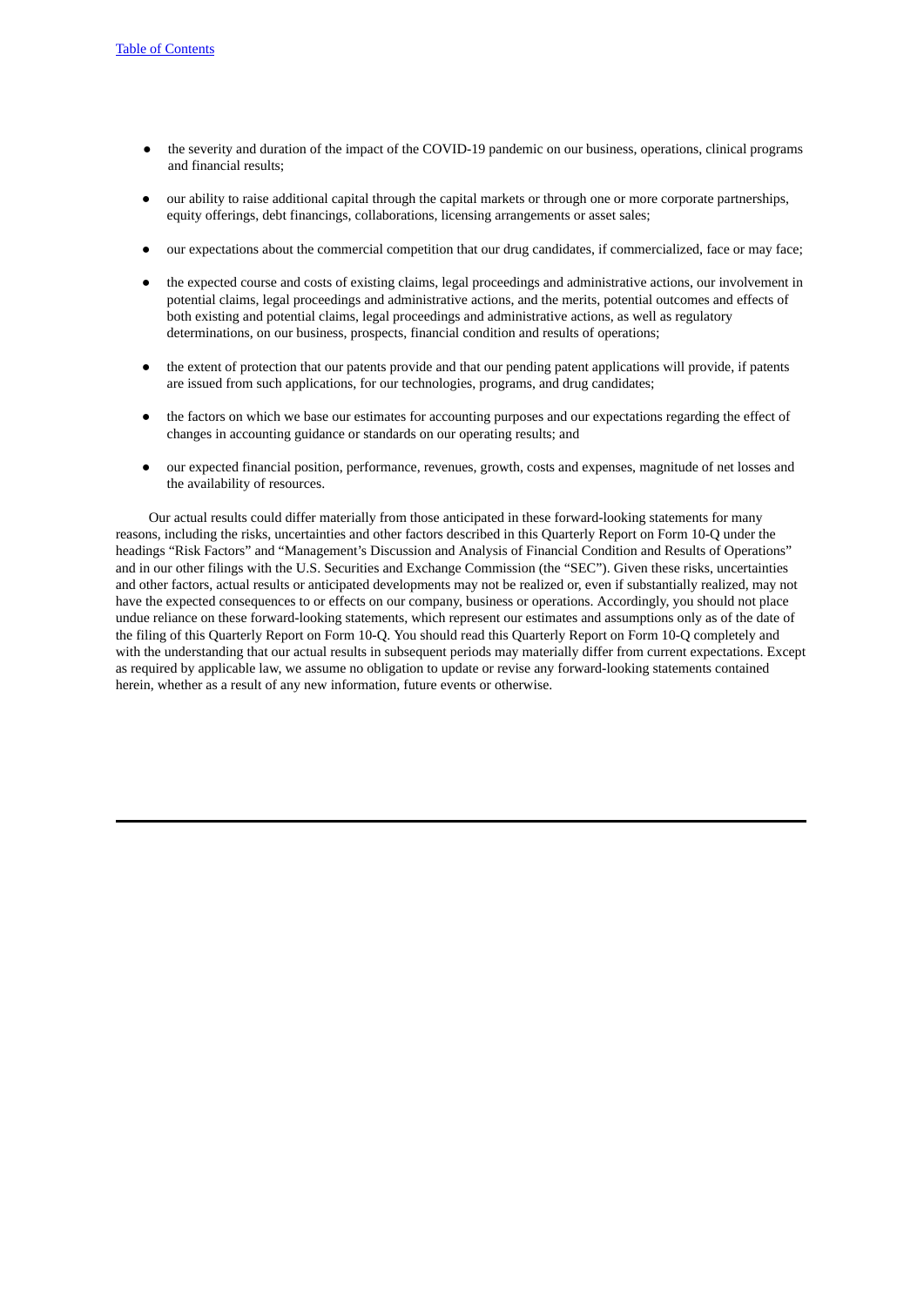- the severity and duration of the impact of the COVID-19 pandemic on our business, operations, clinical programs and financial results;
- our ability to raise additional capital through the capital markets or through one or more corporate partnerships, equity offerings, debt financings, collaborations, licensing arrangements or asset sales;
- our expectations about the commercial competition that our drug candidates, if commercialized, face or may face;
- the expected course and costs of existing claims, legal proceedings and administrative actions, our involvement in potential claims, legal proceedings and administrative actions, and the merits, potential outcomes and effects of both existing and potential claims, legal proceedings and administrative actions, as well as regulatory determinations, on our business, prospects, financial condition and results of operations;
- the extent of protection that our patents provide and that our pending patent applications will provide, if patents are issued from such applications, for our technologies, programs, and drug candidates;
- the factors on which we base our estimates for accounting purposes and our expectations regarding the effect of changes in accounting guidance or standards on our operating results; and
- our expected financial position, performance, revenues, growth, costs and expenses, magnitude of net losses and the availability of resources.

Our actual results could differ materially from those anticipated in these forward-looking statements for many reasons, including the risks, uncertainties and other factors described in this Quarterly Report on Form 10-Q under the headings "Risk Factors" and "Management's Discussion and Analysis of Financial Condition and Results of Operations" and in our other filings with the U.S. Securities and Exchange Commission (the "SEC"). Given these risks, uncertainties and other factors, actual results or anticipated developments may not be realized or, even if substantially realized, may not have the expected consequences to or effects on our company, business or operations. Accordingly, you should not place undue reliance on these forward-looking statements, which represent our estimates and assumptions only as of the date of the filing of this Quarterly Report on Form 10-Q. You should read this Quarterly Report on Form 10-Q completely and with the understanding that our actual results in subsequent periods may materially differ from current expectations. Except as required by applicable law, we assume no obligation to update or revise any forward-looking statements contained herein, whether as a result of any new information, future events or otherwise.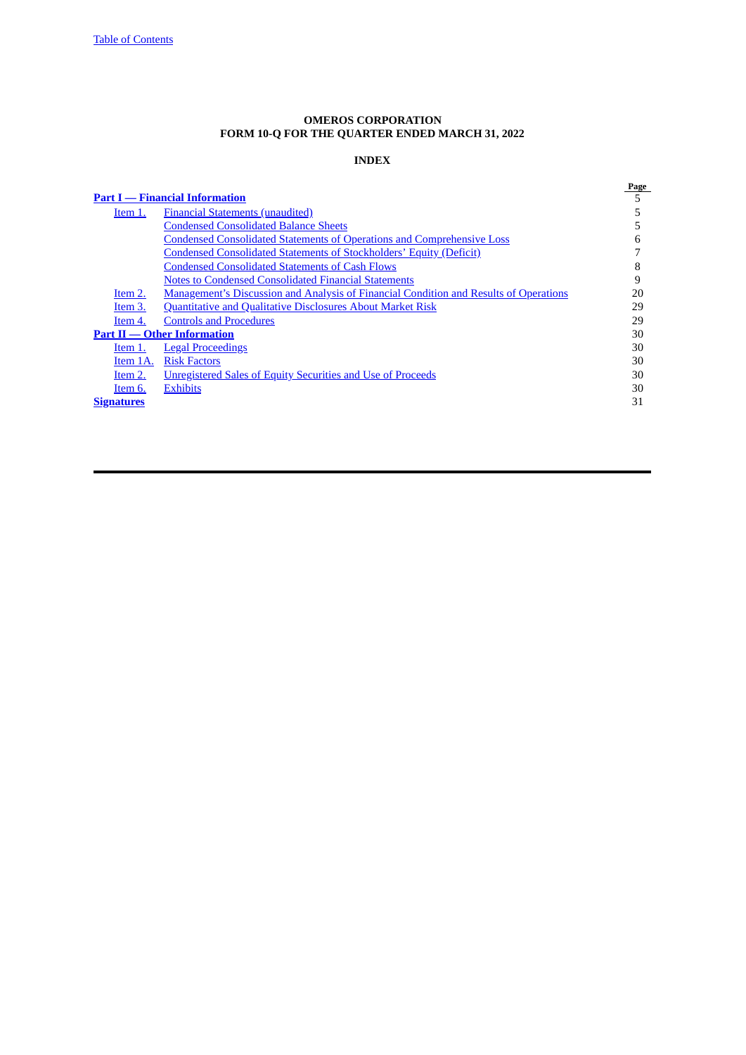**OMEROS CORPORATION**
**FORM 10-Q FOR THE QUARTER ENDED MARCH 31, 2022**

**INDEX**

| | | Page |
|---|---|---|
| **Part I — Financial Information** | | 5 |
| Item 1. | Financial Statements (unaudited) | 5 |
| | Condensed Consolidated Balance Sheets | 5 |
| | Condensed Consolidated Statements of Operations and Comprehensive Loss | 6 |
| | Condensed Consolidated Statements of Stockholders' Equity (Deficit) | 7 |
| | Condensed Consolidated Statements of Cash Flows | 8 |
| | Notes to Condensed Consolidated Financial Statements | 9 |
| Item 2. | Management's Discussion and Analysis of Financial Condition and Results of Operations | 20 |
| Item 3. | Quantitative and Qualitative Disclosures About Market Risk | 29 |
| Item 4. | Controls and Procedures | 29 |
| **Part II — Other Information** | | 30 |
| Item 1. | Legal Proceedings | 30 |
| Item 1A. | Risk Factors | 30 |
| Item 2. | Unregistered Sales of Equity Securities and Use of Proceeds | 30 |
| Item 6. | Exhibits | 30 |
| **Signatures** | | 31 |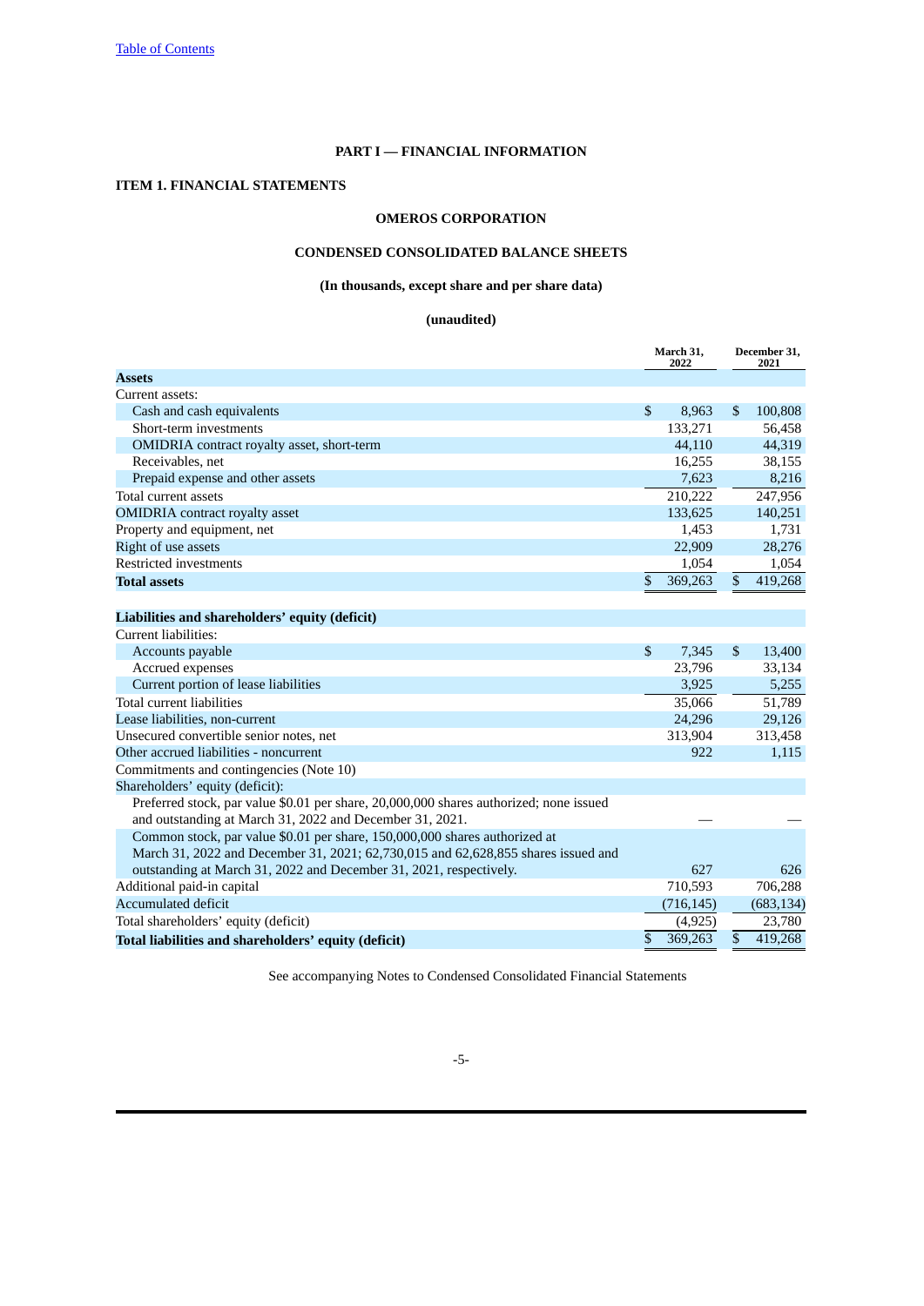# PART I — FINANCIAL INFORMATION

## ITEM 1. FINANCIAL STATEMENTS

### OMEROS CORPORATION

### CONDENSED CONSOLIDATED BALANCE SHEETS

**(In thousands, except share and per share data)**

**(unaudited)**

| | March 31, 2022 | December 31, 2021 |
|---|---|---|
| **Assets** | | |
| Current assets: | | |
| Cash and cash equivalents | $ 8,963 | $ 100,808 |
| Short-term investments | 133,271 | 56,458 |
| OMIDRIA contract royalty asset, short-term | 44,110 | 44,319 |
| Receivables, net | 16,255 | 38,155 |
| Prepaid expense and other assets | 7,623 | 8,216 |
| Total current assets | 210,222 | 247,956 |
| OMIDRIA contract royalty asset | 133,625 | 140,251 |
| Property and equipment, net | 1,453 | 1,731 |
| Right of use assets | 22,909 | 28,276 |
| Restricted investments | 1,054 | 1,054 |
| **Total assets** | $ 369,263 | $ 419,268 |
| | | |
| **Liabilities and shareholders' equity (deficit)** | | |
| Current liabilities: | | |
| Accounts payable | $ 7,345 | $ 13,400 |
| Accrued expenses | 23,796 | 33,134 |
| Current portion of lease liabilities | 3,925 | 5,255 |
| Total current liabilities | 35,066 | 51,789 |
| Lease liabilities, non-current | 24,296 | 29,126 |
| Unsecured convertible senior notes, net | 313,904 | 313,458 |
| Other accrued liabilities - noncurrent | 922 | 1,115 |
| Commitments and contingencies (Note 10) | | |
| Shareholders' equity (deficit): | | |
| Preferred stock, par value $0.01 per share, 20,000,000 shares authorized; none issued and outstanding at March 31, 2022 and December 31, 2021. | — | — |
| Common stock, par value $0.01 per share, 150,000,000 shares authorized at March 31, 2022 and December 31, 2021; 62,730,015 and 62,628,855 shares issued and outstanding at March 31, 2022 and December 31, 2021, respectively. | 627 | 626 |
| Additional paid-in capital | 710,593 | 706,288 |
| Accumulated deficit | (716,145) | (683,134) |
| Total shareholders' equity (deficit) | (4,925) | 23,780 |
| **Total liabilities and shareholders' equity (deficit)** | $ 369,263 | $ 419,268 |

See accompanying Notes to Condensed Consolidated Financial Statements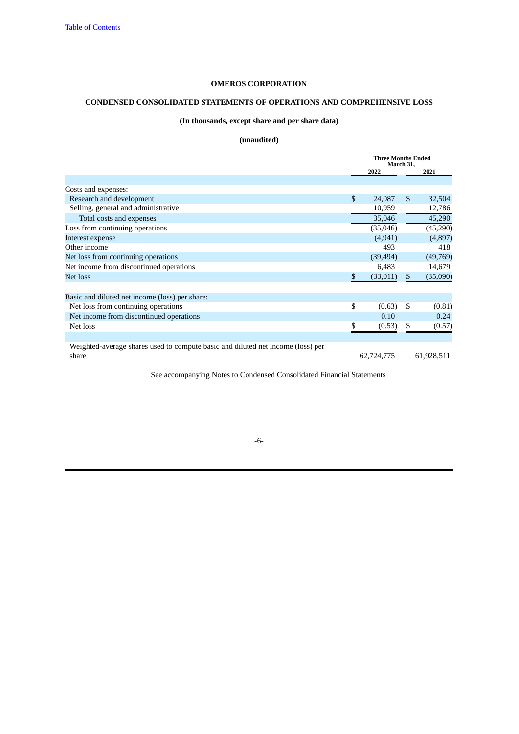**OMEROS CORPORATION**

**CONDENSED CONSOLIDATED STATEMENTS OF OPERATIONS AND COMPREHENSIVE LOSS**

**(In thousands, except share and per share data)**

**(unaudited)**

| | Three Months Ended March 31, | |
|---|---|---|
| | 2022 | 2021 |
| Costs and expenses: | | |
| Research and development | $ 24,087 | $ 32,504 |
| Selling, general and administrative | 10,959 | 12,786 |
| Total costs and expenses | 35,046 | 45,290 |
| Loss from continuing operations | (35,046) | (45,290) |
| Interest expense | (4,941) | (4,897) |
| Other income | 493 | 418 |
| Net loss from continuing operations | (39,494) | (49,769) |
| Net income from discontinued operations | 6,483 | 14,679 |
| Net loss | $ (33,011) | $ (35,090) |
| | | |
| Basic and diluted net income (loss) per share: | | |
| Net loss from continuing operations | $ (0.63) | $ (0.81) |
| Net income from discontinued operations | 0.10 | 0.24 |
| Net loss | $ (0.53) | $ (0.57) |
| | | |
| Weighted-average shares used to compute basic and diluted net income (loss) per share | 62,724,775 | 61,928,511 |

See accompanying Notes to Condensed Consolidated Financial Statements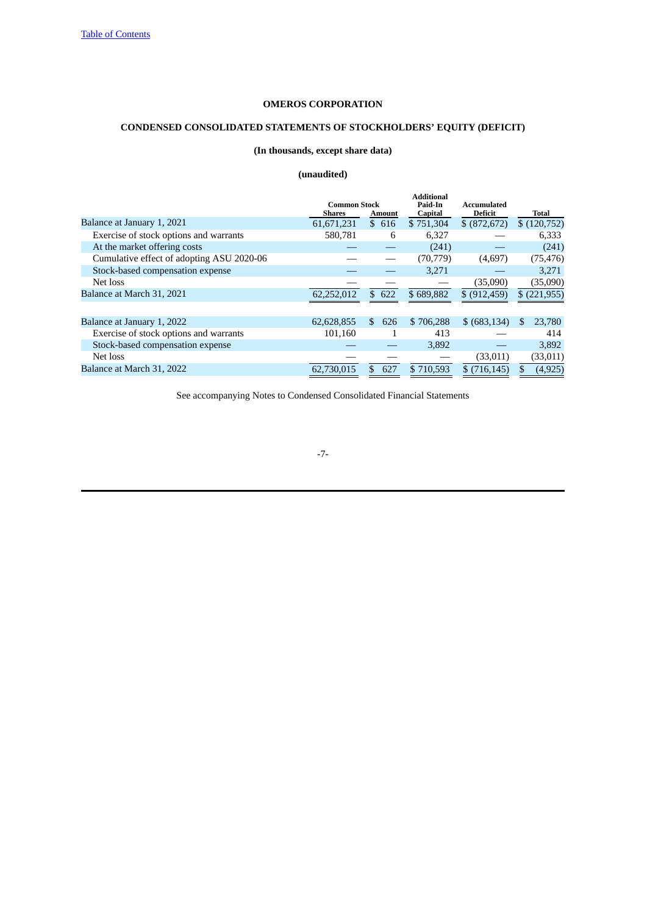[Table of Contents](#)

**OMEROS CORPORATION**

**CONDENSED CONSOLIDATED STATEMENTS OF STOCKHOLDERS' EQUITY (DEFICIT)**

**(In thousands, except share data)**

**(unaudited)**

| | Common Stock | | Additional Paid-In | Accumulated | |
|---|---|---|---|---|---|
| | Shares | Amount | Capital | Deficit | Total |
| Balance at January 1, 2021 | 61,671,231 | $ 616 | $ 751,304 | $ (872,672) | $ (120,752) |
| Exercise of stock options and warrants | 580,781 | 6 | 6,327 | — | 6,333 |
| At the market offering costs | — | — | (241) | — | (241) |
| Cumulative effect of adopting ASU 2020-06 | — | — | (70,779) | (4,697) | (75,476) |
| Stock-based compensation expense | — | — | 3,271 | — | 3,271 |
| Net loss | — | — | — | (35,090) | (35,090) |
| Balance at March 31, 2021 | 62,252,012 | $ 622 | $ 689,882 | $ (912,459) | $ (221,955) |
| | | | | | |
| Balance at January 1, 2022 | 62,628,855 | $ 626 | $ 706,288 | $ (683,134) | $ 23,780 |
| Exercise of stock options and warrants | 101,160 | 1 | 413 | — | 414 |
| Stock-based compensation expense | — | — | 3,892 | — | 3,892 |
| Net loss | — | — | — | (33,011) | (33,011) |
| Balance at March 31, 2022 | 62,730,015 | $ 627 | $ 710,593 | $ (716,145) | $ (4,925) |

See accompanying Notes to Condensed Consolidated Financial Statements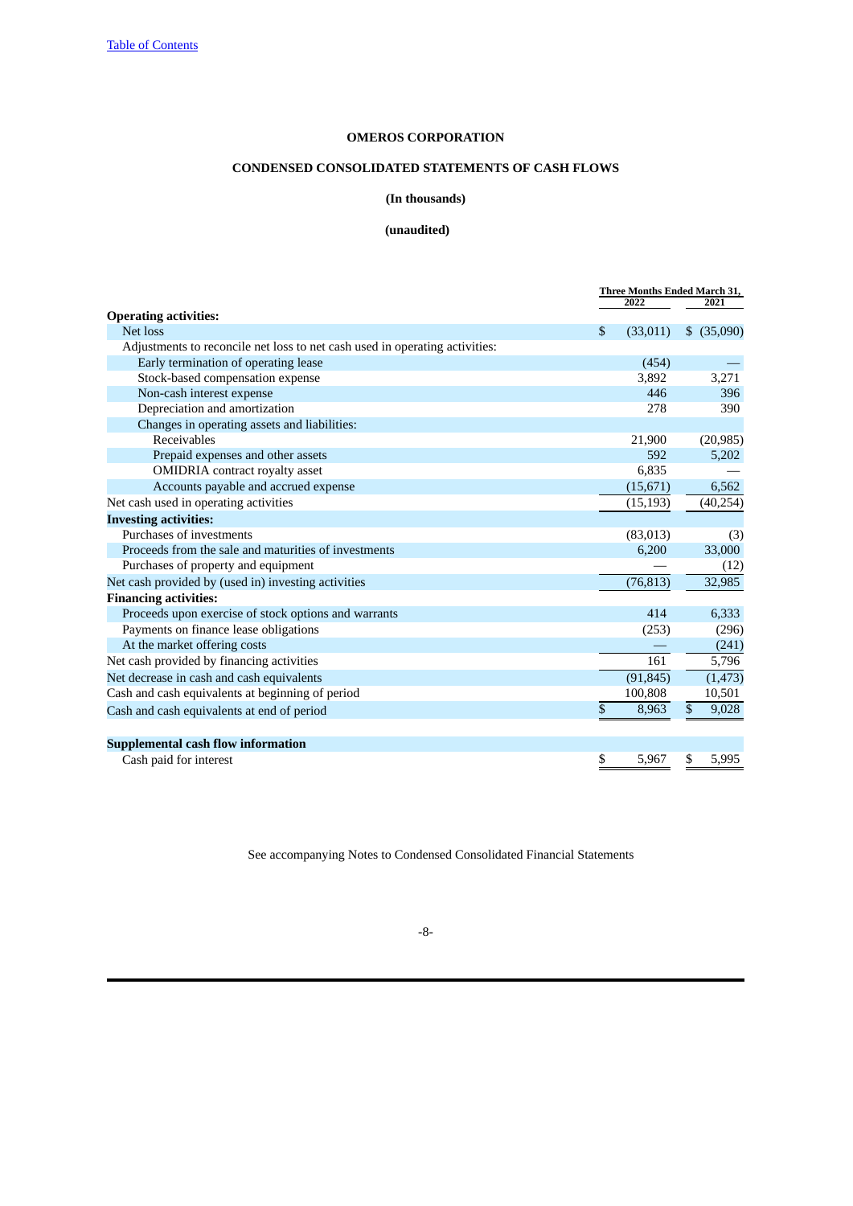[Table of Contents](#)

**OMEROS CORPORATION**

**CONDENSED CONSOLIDATED STATEMENTS OF CASH FLOWS**

**(In thousands)**

**(unaudited)**

| | Three Months Ended March 31, | |
|---|---|---|
| | 2022 | 2021 |
| **Operating activities:** | | |
| Net loss | $ (33,011) | $ (35,090) |
| Adjustments to reconcile net loss to net cash used in operating activities: | | |
| Early termination of operating lease | (454) | — |
| Stock-based compensation expense | 3,892 | 3,271 |
| Non-cash interest expense | 446 | 396 |
| Depreciation and amortization | 278 | 390 |
| Changes in operating assets and liabilities: | | |
| Receivables | 21,900 | (20,985) |
| Prepaid expenses and other assets | 592 | 5,202 |
| OMIDRIA contract royalty asset | 6,835 | — |
| Accounts payable and accrued expense | (15,671) | 6,562 |
| Net cash used in operating activities | (15,193) | (40,254) |
| **Investing activities:** | | |
| Purchases of investments | (83,013) | (3) |
| Proceeds from the sale and maturities of investments | 6,200 | 33,000 |
| Purchases of property and equipment | — | (12) |
| Net cash provided by (used in) investing activities | (76,813) | 32,985 |
| **Financing activities:** | | |
| Proceeds upon exercise of stock options and warrants | 414 | 6,333 |
| Payments on finance lease obligations | (253) | (296) |
| At the market offering costs | — | (241) |
| Net cash provided by financing activities | 161 | 5,796 |
| Net decrease in cash and cash equivalents | (91,845) | (1,473) |
| Cash and cash equivalents at beginning of period | 100,808 | 10,501 |
| Cash and cash equivalents at end of period | $ 8,963 | $ 9,028 |
| | | |
| **Supplemental cash flow information** | | |
| Cash paid for interest | $ 5,967 | $ 5,995 |

See accompanying Notes to Condensed Consolidated Financial Statements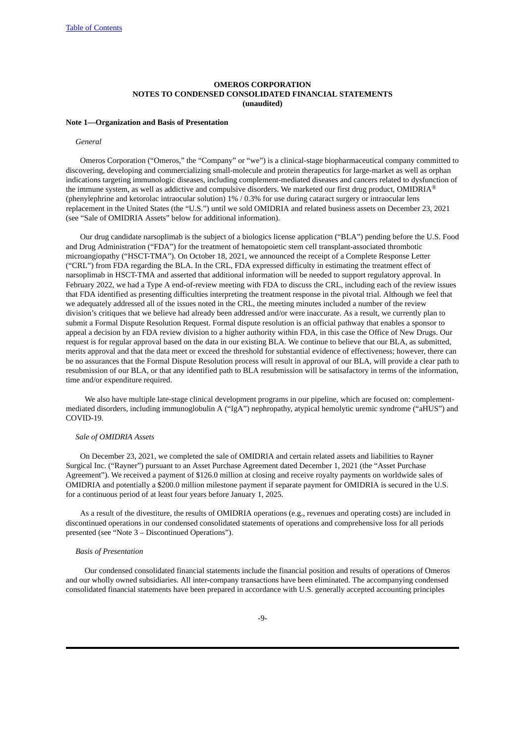**OMEROS CORPORATION**
**NOTES TO CONDENSED CONSOLIDATED FINANCIAL STATEMENTS**
**(unaudited)**

**Note 1—Organization and Basis of Presentation**

*General*

Omeros Corporation ("Omeros," the "Company" or "we") is a clinical-stage biopharmaceutical company committed to discovering, developing and commercializing small-molecule and protein therapeutics for large-market as well as orphan indications targeting immunologic diseases, including complement-mediated diseases and cancers related to dysfunction of the immune system, as well as addictive and compulsive disorders. We marketed our first drug product, OMIDRIA® (phenylephrine and ketorolac intraocular solution) 1% / 0.3% for use during cataract surgery or intraocular lens replacement in the United States (the "U.S.") until we sold OMIDRIA and related business assets on December 23, 2021 (see "Sale of OMIDRIA Assets" below for additional information).

Our drug candidate narsoplimab is the subject of a biologics license application ("BLA") pending before the U.S. Food and Drug Administration ("FDA") for the treatment of hematopoietic stem cell transplant-associated thrombotic microangiopathy ("HSCT-TMA"). On October 18, 2021, we announced the receipt of a Complete Response Letter ("CRL") from FDA regarding the BLA. In the CRL, FDA expressed difficulty in estimating the treatment effect of narsoplimab in HSCT-TMA and asserted that additional information will be needed to support regulatory approval. In February 2022, we had a Type A end-of-review meeting with FDA to discuss the CRL, including each of the review issues that FDA identified as presenting difficulties interpreting the treatment response in the pivotal trial. Although we feel that we adequately addressed all of the issues noted in the CRL, the meeting minutes included a number of the review division's critiques that we believe had already been addressed and/or were inaccurate. As a result, we currently plan to submit a Formal Dispute Resolution Request. Formal dispute resolution is an official pathway that enables a sponsor to appeal a decision by an FDA review division to a higher authority within FDA, in this case the Office of New Drugs. Our request is for regular approval based on the data in our existing BLA. We continue to believe that our BLA, as submitted, merits approval and that the data meet or exceed the threshold for substantial evidence of effectiveness; however, there can be no assurances that the Formal Dispute Resolution process will result in approval of our BLA, will provide a clear path to resubmission of our BLA, or that any identified path to BLA resubmission will be satisfactory in terms of the information, time and/or expenditure required.

We also have multiple late-stage clinical development programs in our pipeline, which are focused on: complement-mediated disorders, including immunoglobulin A ("IgA") nephropathy, atypical hemolytic uremic syndrome ("aHUS") and COVID-19.

*Sale of OMIDRIA Assets*

On December 23, 2021, we completed the sale of OMIDRIA and certain related assets and liabilities to Rayner Surgical Inc. ("Rayner") pursuant to an Asset Purchase Agreement dated December 1, 2021 (the "Asset Purchase Agreement"). We received a payment of $126.0 million at closing and receive royalty payments on worldwide sales of OMIDRIA and potentially a $200.0 million milestone payment if separate payment for OMIDRIA is secured in the U.S. for a continuous period of at least four years before January 1, 2025.

As a result of the divestiture, the results of OMIDRIA operations (e.g., revenues and operating costs) are included in discontinued operations in our condensed consolidated statements of operations and comprehensive loss for all periods presented (see "Note 3 – Discontinued Operations").

*Basis of Presentation*

Our condensed consolidated financial statements include the financial position and results of operations of Omeros and our wholly owned subsidiaries. All inter-company transactions have been eliminated. The accompanying condensed consolidated financial statements have been prepared in accordance with U.S. generally accepted accounting principles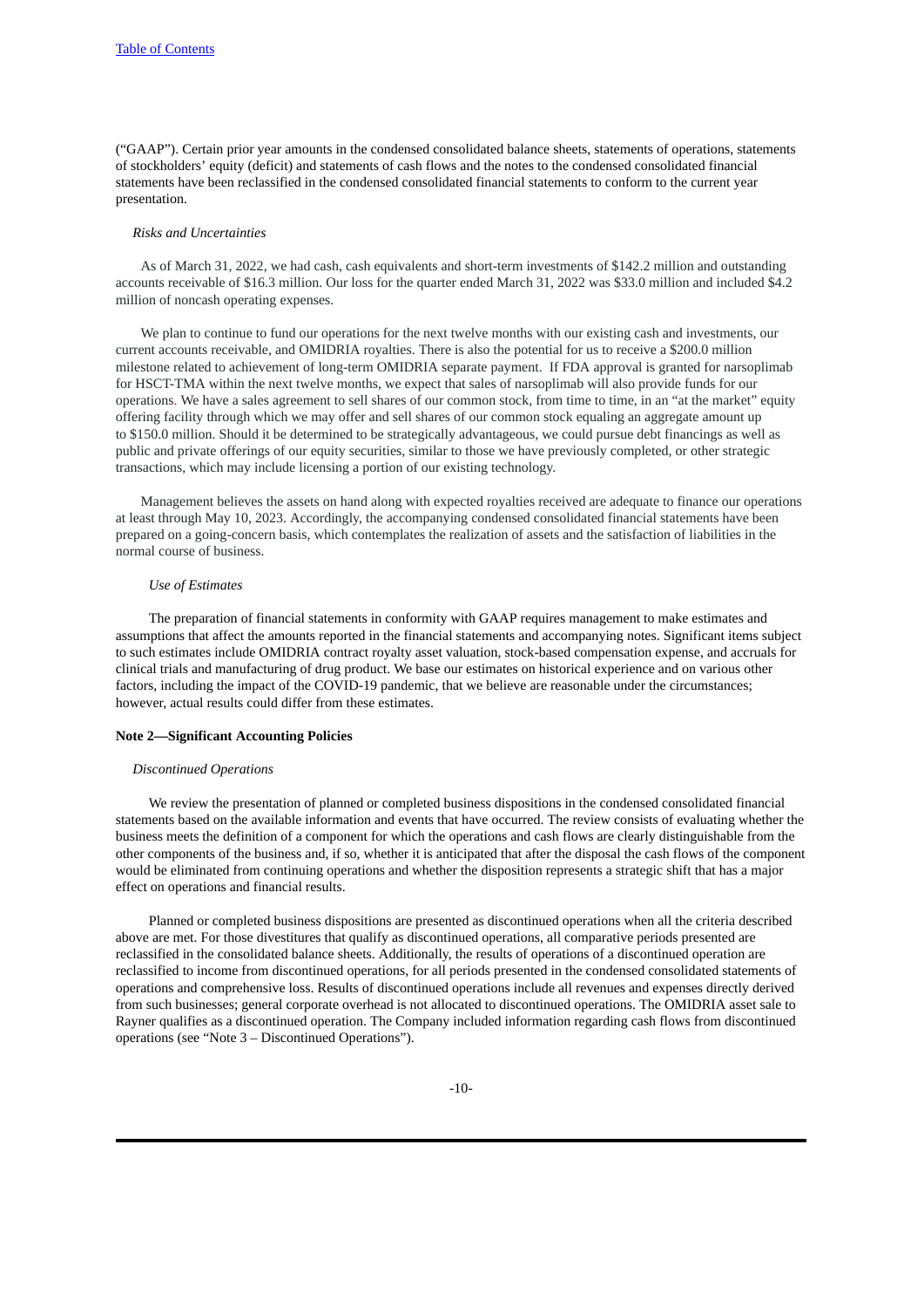("GAAP"). Certain prior year amounts in the condensed consolidated balance sheets, statements of operations, statements of stockholders' equity (deficit) and statements of cash flows and the notes to the condensed consolidated financial statements have been reclassified in the condensed consolidated financial statements to conform to the current year presentation.

*Risks and Uncertainties*

As of March 31, 2022, we had cash, cash equivalents and short-term investments of $142.2 million and outstanding accounts receivable of $16.3 million. Our loss for the quarter ended March 31, 2022 was $33.0 million and included $4.2 million of noncash operating expenses.

We plan to continue to fund our operations for the next twelve months with our existing cash and investments, our current accounts receivable, and OMIDRIA royalties. There is also the potential for us to receive a $200.0 million milestone related to achievement of long-term OMIDRIA separate payment. If FDA approval is granted for narsoplimab for HSCT-TMA within the next twelve months, we expect that sales of narsoplimab will also provide funds for our operations. We have a sales agreement to sell shares of our common stock, from time to time, in an "at the market" equity offering facility through which we may offer and sell shares of our common stock equaling an aggregate amount up to $150.0 million. Should it be determined to be strategically advantageous, we could pursue debt financings as well as public and private offerings of our equity securities, similar to those we have previously completed, or other strategic transactions, which may include licensing a portion of our existing technology.

Management believes the assets on hand along with expected royalties received are adequate to finance our operations at least through May 10, 2023. Accordingly, the accompanying condensed consolidated financial statements have been prepared on a going-concern basis, which contemplates the realization of assets and the satisfaction of liabilities in the normal course of business.

*Use of Estimates*

The preparation of financial statements in conformity with GAAP requires management to make estimates and assumptions that affect the amounts reported in the financial statements and accompanying notes. Significant items subject to such estimates include OMIDRIA contract royalty asset valuation, stock-based compensation expense, and accruals for clinical trials and manufacturing of drug product. We base our estimates on historical experience and on various other factors, including the impact of the COVID-19 pandemic, that we believe are reasonable under the circumstances; however, actual results could differ from these estimates.

**Note 2—Significant Accounting Policies**

*Discontinued Operations*

We review the presentation of planned or completed business dispositions in the condensed consolidated financial statements based on the available information and events that have occurred. The review consists of evaluating whether the business meets the definition of a component for which the operations and cash flows are clearly distinguishable from the other components of the business and, if so, whether it is anticipated that after the disposal the cash flows of the component would be eliminated from continuing operations and whether the disposition represents a strategic shift that has a major effect on operations and financial results.

Planned or completed business dispositions are presented as discontinued operations when all the criteria described above are met. For those divestitures that qualify as discontinued operations, all comparative periods presented are reclassified in the consolidated balance sheets. Additionally, the results of operations of a discontinued operation are reclassified to income from discontinued operations, for all periods presented in the condensed consolidated statements of operations and comprehensive loss. Results of discontinued operations include all revenues and expenses directly derived from such businesses; general corporate overhead is not allocated to discontinued operations. The OMIDRIA asset sale to Rayner qualifies as a discontinued operation. The Company included information regarding cash flows from discontinued operations (see "Note 3 – Discontinued Operations").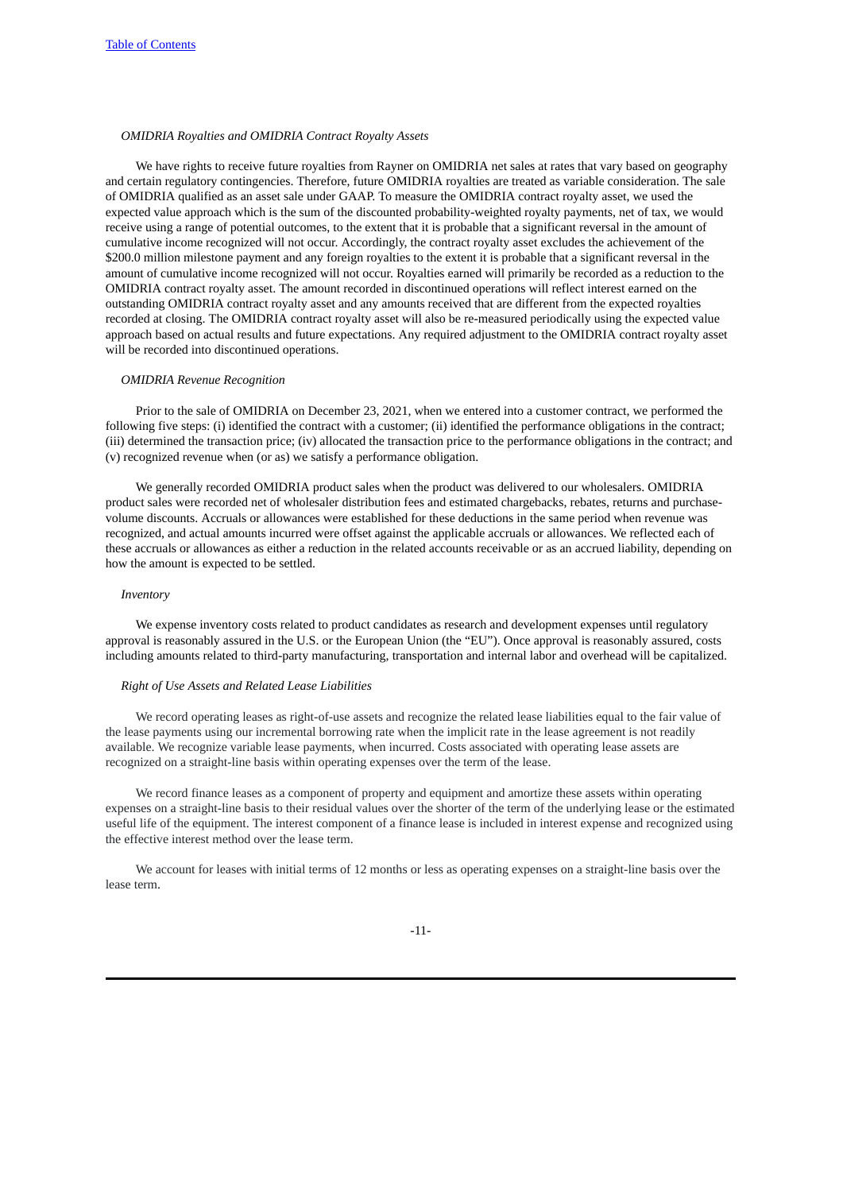*OMIDRIA Royalties and OMIDRIA Contract Royalty Assets*

We have rights to receive future royalties from Rayner on OMIDRIA net sales at rates that vary based on geography and certain regulatory contingencies. Therefore, future OMIDRIA royalties are treated as variable consideration. The sale of OMIDRIA qualified as an asset sale under GAAP. To measure the OMIDRIA contract royalty asset, we used the expected value approach which is the sum of the discounted probability-weighted royalty payments, net of tax, we would receive using a range of potential outcomes, to the extent that it is probable that a significant reversal in the amount of cumulative income recognized will not occur. Accordingly, the contract royalty asset excludes the achievement of the $200.0 million milestone payment and any foreign royalties to the extent it is probable that a significant reversal in the amount of cumulative income recognized will not occur. Royalties earned will primarily be recorded as a reduction to the OMIDRIA contract royalty asset. The amount recorded in discontinued operations will reflect interest earned on the outstanding OMIDRIA contract royalty asset and any amounts received that are different from the expected royalties recorded at closing. The OMIDRIA contract royalty asset will also be re-measured periodically using the expected value approach based on actual results and future expectations. Any required adjustment to the OMIDRIA contract royalty asset will be recorded into discontinued operations.

*OMIDRIA Revenue Recognition*

Prior to the sale of OMIDRIA on December 23, 2021, when we entered into a customer contract, we performed the following five steps: (i) identified the contract with a customer; (ii) identified the performance obligations in the contract; (iii) determined the transaction price; (iv) allocated the transaction price to the performance obligations in the contract; and (v) recognized revenue when (or as) we satisfy a performance obligation.

We generally recorded OMIDRIA product sales when the product was delivered to our wholesalers. OMIDRIA product sales were recorded net of wholesaler distribution fees and estimated chargebacks, rebates, returns and purchase-volume discounts. Accruals or allowances were established for these deductions in the same period when revenue was recognized, and actual amounts incurred were offset against the applicable accruals or allowances. We reflected each of these accruals or allowances as either a reduction in the related accounts receivable or as an accrued liability, depending on how the amount is expected to be settled.

*Inventory*

We expense inventory costs related to product candidates as research and development expenses until regulatory approval is reasonably assured in the U.S. or the European Union (the "EU"). Once approval is reasonably assured, costs including amounts related to third-party manufacturing, transportation and internal labor and overhead will be capitalized.

*Right of Use Assets and Related Lease Liabilities*

We record operating leases as right-of-use assets and recognize the related lease liabilities equal to the fair value of the lease payments using our incremental borrowing rate when the implicit rate in the lease agreement is not readily available. We recognize variable lease payments, when incurred. Costs associated with operating lease assets are recognized on a straight-line basis within operating expenses over the term of the lease.

We record finance leases as a component of property and equipment and amortize these assets within operating expenses on a straight-line basis to their residual values over the shorter of the term of the underlying lease or the estimated useful life of the equipment. The interest component of a finance lease is included in interest expense and recognized using the effective interest method over the lease term.

We account for leases with initial terms of 12 months or less as operating expenses on a straight-line basis over the lease term.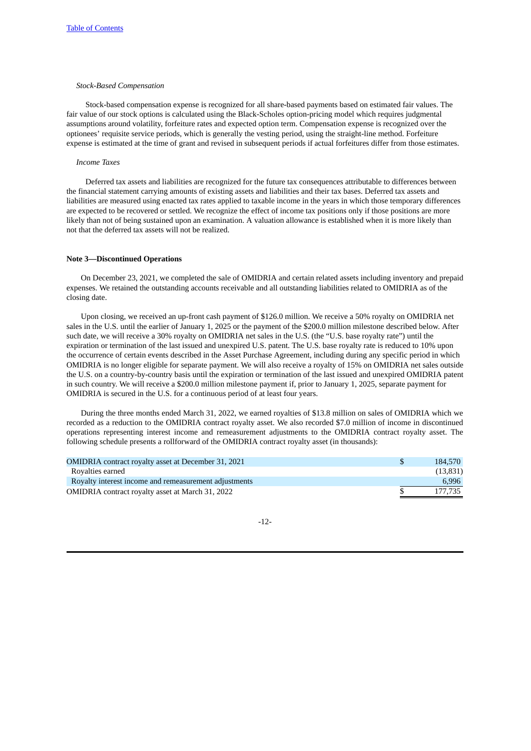*Stock-Based Compensation*

Stock-based compensation expense is recognized for all share-based payments based on estimated fair values. The fair value of our stock options is calculated using the Black-Scholes option-pricing model which requires judgmental assumptions around volatility, forfeiture rates and expected option term. Compensation expense is recognized over the optionees' requisite service periods, which is generally the vesting period, using the straight-line method. Forfeiture expense is estimated at the time of grant and revised in subsequent periods if actual forfeitures differ from those estimates.

*Income Taxes*

Deferred tax assets and liabilities are recognized for the future tax consequences attributable to differences between the financial statement carrying amounts of existing assets and liabilities and their tax bases. Deferred tax assets and liabilities are measured using enacted tax rates applied to taxable income in the years in which those temporary differences are expected to be recovered or settled. We recognize the effect of income tax positions only if those positions are more likely than not of being sustained upon an examination. A valuation allowance is established when it is more likely than not that the deferred tax assets will not be realized.

**Note 3—Discontinued Operations**

On December 23, 2021, we completed the sale of OMIDRIA and certain related assets including inventory and prepaid expenses. We retained the outstanding accounts receivable and all outstanding liabilities related to OMIDRIA as of the closing date.

Upon closing, we received an up-front cash payment of $126.0 million. We receive a 50% royalty on OMIDRIA net sales in the U.S. until the earlier of January 1, 2025 or the payment of the $200.0 million milestone described below. After such date, we will receive a 30% royalty on OMIDRIA net sales in the U.S. (the "U.S. base royalty rate") until the expiration or termination of the last issued and unexpired U.S. patent. The U.S. base royalty rate is reduced to 10% upon the occurrence of certain events described in the Asset Purchase Agreement, including during any specific period in which OMIDRIA is no longer eligible for separate payment. We will also receive a royalty of 15% on OMIDRIA net sales outside the U.S. on a country-by-country basis until the expiration or termination of the last issued and unexpired OMIDRIA patent in such country. We will receive a $200.0 million milestone payment if, prior to January 1, 2025, separate payment for OMIDRIA is secured in the U.S. for a continuous period of at least four years.

During the three months ended March 31, 2022, we earned royalties of $13.8 million on sales of OMIDRIA which we recorded as a reduction to the OMIDRIA contract royalty asset. We also recorded $7.0 million of income in discontinued operations representing interest income and remeasurement adjustments to the OMIDRIA contract royalty asset. The following schedule presents a rollforward of the OMIDRIA contract royalty asset (in thousands):

| | | |
|---|---|---|
| OMIDRIA contract royalty asset at December 31, 2021 | $ | 184,570 |
| Royalties earned | | (13,831) |
| Royalty interest income and remeasurement adjustments | | 6,996 |
| OMIDRIA contract royalty asset at March 31, 2022 | $ | 177,735 |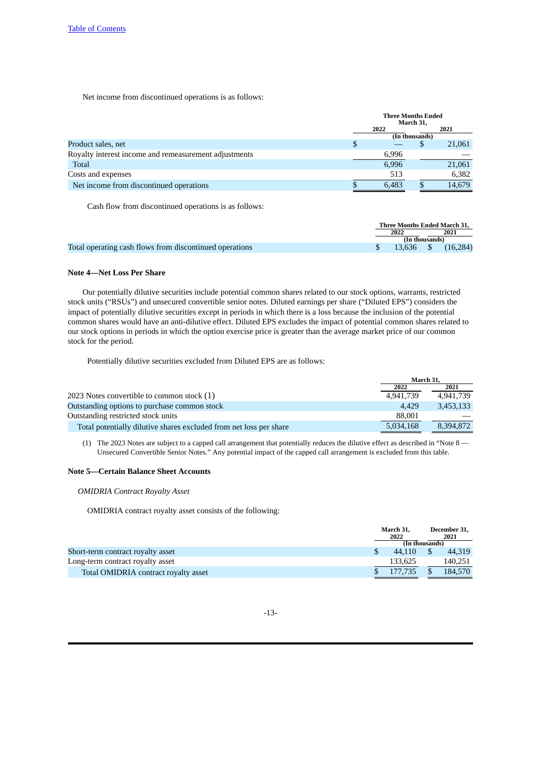Net income from discontinued operations is as follows:

| | Three Months Ended March 31, | |
|---|---|---|
| | 2022 | 2021 |
| | (In thousands) | |
| Product sales, net | $ — | $ 21,061 |
| Royalty interest income and remeasurement adjustments | 6,996 | — |
| Total | 6,996 | 21,061 |
| Costs and expenses | 513 | 6,382 |
| Net income from discontinued operations | $ 6,483 | $ 14,679 |

Cash flow from discontinued operations is as follows:

| | Three Months Ended March 31, | |
|---|---|---|
| | 2022 | 2021 |
| | (In thousands) | |
| Total operating cash flows from discontinued operations | $ 13,636 | $ (16,284) |

**Note 4—Net Loss Per Share**

Our potentially dilutive securities include potential common shares related to our stock options, warrants, restricted stock units ("RSUs") and unsecured convertible senior notes. Diluted earnings per share ("Diluted EPS") considers the impact of potentially dilutive securities except in periods in which there is a loss because the inclusion of the potential common shares would have an anti-dilutive effect. Diluted EPS excludes the impact of potential common shares related to our stock options in periods in which the option exercise price is greater than the average market price of our common stock for the period.

Potentially dilutive securities excluded from Diluted EPS are as follows:

| | March 31, | |
|---|---|---|
| | 2022 | 2021 |
| 2023 Notes convertible to common stock (1) | 4,941,739 | 4,941,739 |
| Outstanding options to purchase common stock | 4,429 | 3,453,133 |
| Outstanding restricted stock units | 88,001 | — |
| Total potentially dilutive shares excluded from net loss per share | 5,034,168 | 8,394,872 |

(1) The 2023 Notes are subject to a capped call arrangement that potentially reduces the dilutive effect as described in "Note 8 — Unsecured Convertible Senior Notes." Any potential impact of the capped call arrangement is excluded from this table.

**Note 5—Certain Balance Sheet Accounts**

*OMIDRIA Contract Royalty Asset*

OMIDRIA contract royalty asset consists of the following:

| | March 31, 2022 | December 31, 2021 |
|---|---|---|
| | (In thousands) | |
| Short-term contract royalty asset | $ 44,110 | $ 44,319 |
| Long-term contract royalty asset | 133,625 | 140,251 |
| Total OMIDRIA contract royalty asset | $ 177,735 | $ 184,570 |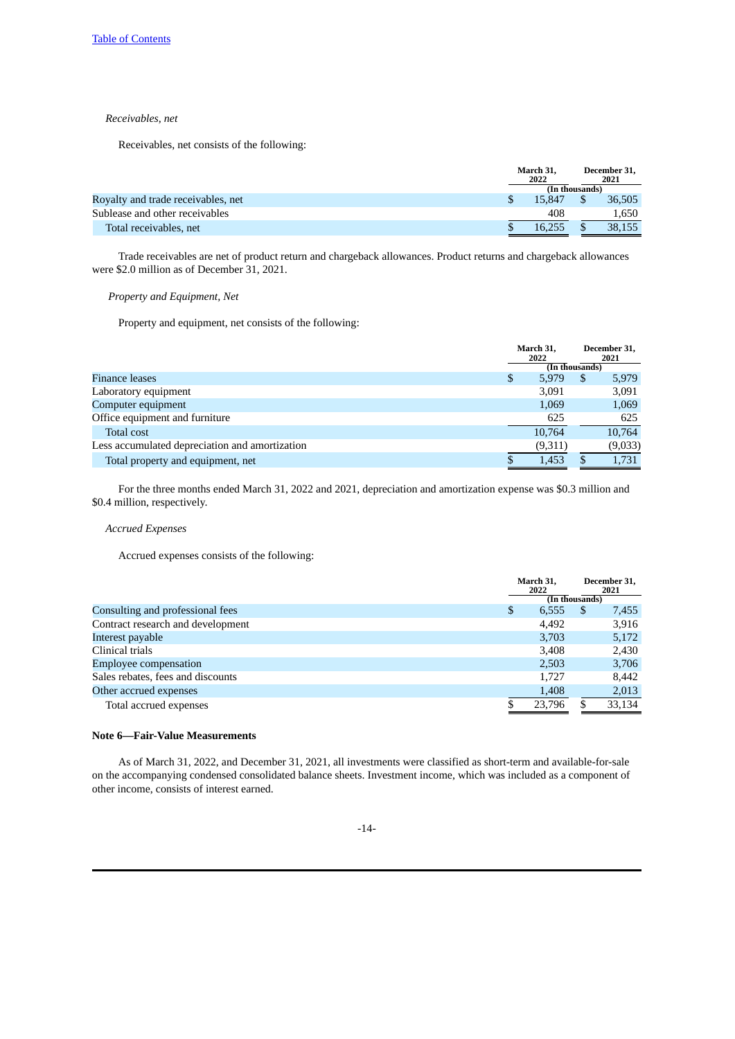*Receivables, net*

Receivables, net consists of the following:

| | March 31, 2022 | December 31, 2021 |
|---|---|---|
| | (In thousands) | |
| Royalty and trade receivables, net | $ 15,847 | $ 36,505 |
| Sublease and other receivables | 408 | 1,650 |
| Total receivables, net | $ 16,255 | $ 38,155 |

Trade receivables are net of product return and chargeback allowances. Product returns and chargeback allowances were $2.0 million as of December 31, 2021.

*Property and Equipment, Net*

Property and equipment, net consists of the following:

| | March 31, 2022 | December 31, 2021 |
|---|---|---|
| | (In thousands) | |
| Finance leases | $ 5,979 | $ 5,979 |
| Laboratory equipment | 3,091 | 3,091 |
| Computer equipment | 1,069 | 1,069 |
| Office equipment and furniture | 625 | 625 |
| Total cost | 10,764 | 10,764 |
| Less accumulated depreciation and amortization | (9,311) | (9,033) |
| Total property and equipment, net | $ 1,453 | $ 1,731 |

For the three months ended March 31, 2022 and 2021, depreciation and amortization expense was $0.3 million and $0.4 million, respectively.

*Accrued Expenses*

Accrued expenses consists of the following:

| | March 31, 2022 | December 31, 2021 |
|---|---|---|
| | (In thousands) | |
| Consulting and professional fees | $ 6,555 | $ 7,455 |
| Contract research and development | 4,492 | 3,916 |
| Interest payable | 3,703 | 5,172 |
| Clinical trials | 3,408 | 2,430 |
| Employee compensation | 2,503 | 3,706 |
| Sales rebates, fees and discounts | 1,727 | 8,442 |
| Other accrued expenses | 1,408 | 2,013 |
| Total accrued expenses | $ 23,796 | $ 33,134 |

**Note 6—Fair-Value Measurements**

As of March 31, 2022, and December 31, 2021, all investments were classified as short-term and available-for-sale on the accompanying condensed consolidated balance sheets. Investment income, which was included as a component of other income, consists of interest earned.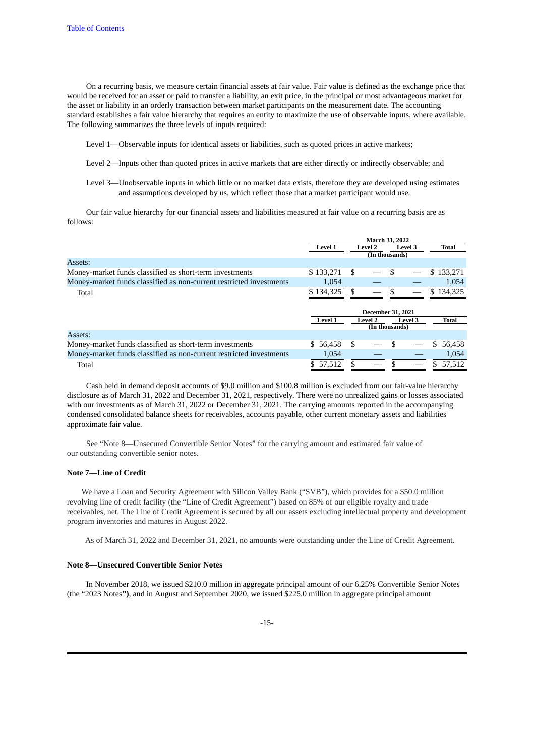On a recurring basis, we measure certain financial assets at fair value. Fair value is defined as the exchange price that would be received for an asset or paid to transfer a liability, an exit price, in the principal or most advantageous market for the asset or liability in an orderly transaction between market participants on the measurement date. The accounting standard establishes a fair value hierarchy that requires an entity to maximize the use of observable inputs, where available. The following summarizes the three levels of inputs required:

Level 1—Observable inputs for identical assets or liabilities, such as quoted prices in active markets;

Level 2—Inputs other than quoted prices in active markets that are either directly or indirectly observable; and

Level 3—Unobservable inputs in which little or no market data exists, therefore they are developed using estimates and assumptions developed by us, which reflect those that a market participant would use.

Our fair value hierarchy for our financial assets and liabilities measured at fair value on a recurring basis are as follows:

| | March 31, 2022 | | | |
|---|---|---|---|---|
| | Level 1 | Level 2 | Level 3 | Total |
| | (In thousands) | | | |
| Assets: | | | | |
| Money-market funds classified as short-term investments | $ 133,271 | $ — | $ — | $ 133,271 |
| Money-market funds classified as non-current restricted investments | 1,054 | — | — | 1,054 |
| Total | $ 134,325 | $ — | $ — | $ 134,325 |

| | December 31, 2021 | | | |
|---|---|---|---|---|
| | Level 1 | Level 2 | Level 3 | Total |
| | (In thousands) | | | |
| Assets: | | | | |
| Money-market funds classified as short-term investments | $ 56,458 | $ — | $ — | $ 56,458 |
| Money-market funds classified as non-current restricted investments | 1,054 | — | — | 1,054 |
| Total | $ 57,512 | $ — | $ — | $ 57,512 |

Cash held in demand deposit accounts of $9.0 million and $100.8 million is excluded from our fair-value hierarchy disclosure as of March 31, 2022 and December 31, 2021, respectively. There were no unrealized gains or losses associated with our investments as of March 31, 2022 or December 31, 2021. The carrying amounts reported in the accompanying condensed consolidated balance sheets for receivables, accounts payable, other current monetary assets and liabilities approximate fair value.

See "Note 8—Unsecured Convertible Senior Notes" for the carrying amount and estimated fair value of our outstanding convertible senior notes.

### Note 7—Line of Credit

We have a Loan and Security Agreement with Silicon Valley Bank ("SVB"), which provides for a $50.0 million revolving line of credit facility (the "Line of Credit Agreement") based on 85% of our eligible royalty and trade receivables, net. The Line of Credit Agreement is secured by all our assets excluding intellectual property and development program inventories and matures in August 2022.

As of March 31, 2022 and December 31, 2021, no amounts were outstanding under the Line of Credit Agreement.

### Note 8—Unsecured Convertible Senior Notes

In November 2018, we issued $210.0 million in aggregate principal amount of our 6.25% Convertible Senior Notes (the "2023 Notes**")**, and in August and September 2020, we issued $225.0 million in aggregate principal amount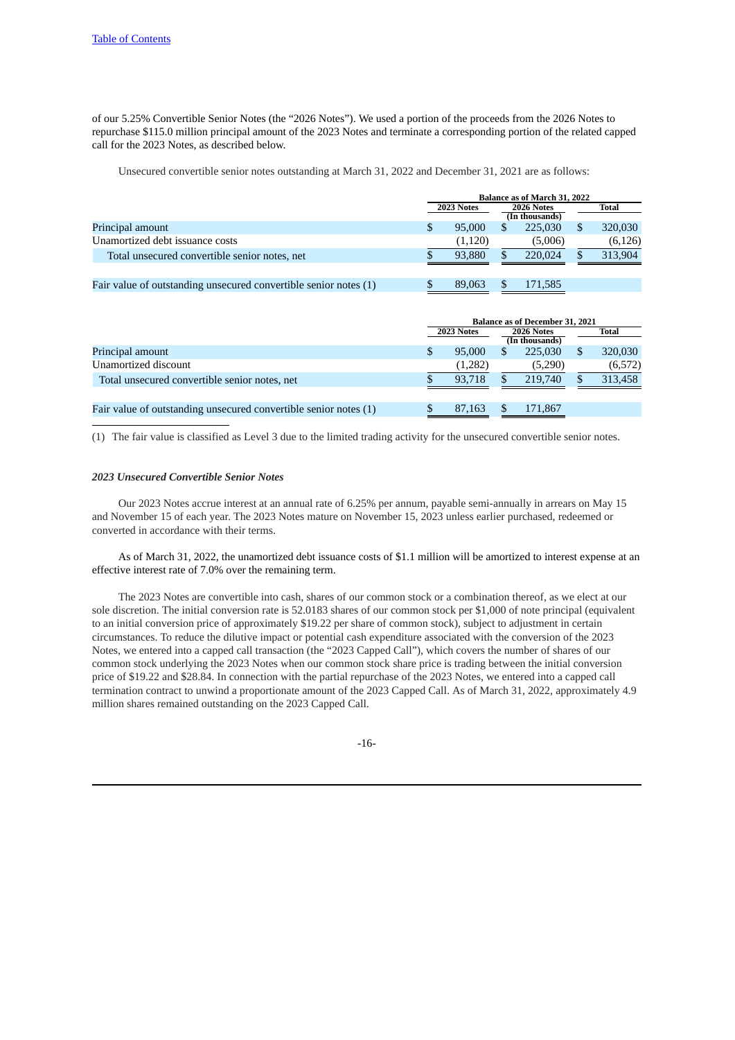of our 5.25% Convertible Senior Notes (the "2026 Notes"). We used a portion of the proceeds from the 2026 Notes to repurchase $115.0 million principal amount of the 2023 Notes and terminate a corresponding portion of the related capped call for the 2023 Notes, as described below.

Unsecured convertible senior notes outstanding at March 31, 2022 and December 31, 2021 are as follows:

| | Balance as of March 31, 2022 | | |
|---|---|---|---|
| | 2023 Notes | 2026 Notes (In thousands) | Total |
| Principal amount | $ 95,000 | $ 225,030 | $ 320,030 |
| Unamortized debt issuance costs | (1,120) | (5,006) | (6,126) |
| Total unsecured convertible senior notes, net | $ 93,880 | $ 220,024 | $ 313,904 |
| Fair value of outstanding unsecured convertible senior notes (1) | $ 89,063 | $ 171,585 | |

| | Balance as of December 31, 2021 | | |
|---|---|---|---|
| | 2023 Notes | 2026 Notes (In thousands) | Total |
| Principal amount | $ 95,000 | $ 225,030 | $ 320,030 |
| Unamortized discount | (1,282) | (5,290) | (6,572) |
| Total unsecured convertible senior notes, net | $ 93,718 | $ 219,740 | $ 313,458 |
| Fair value of outstanding unsecured convertible senior notes (1) | $ 87,163 | $ 171,867 | |

(1) The fair value is classified as Level 3 due to the limited trading activity for the unsecured convertible senior notes.

### *2023 Unsecured Convertible Senior Notes*

Our 2023 Notes accrue interest at an annual rate of 6.25% per annum, payable semi-annually in arrears on May 15 and November 15 of each year. The 2023 Notes mature on November 15, 2023 unless earlier purchased, redeemed or converted in accordance with their terms.

As of March 31, 2022, the unamortized debt issuance costs of $1.1 million will be amortized to interest expense at an effective interest rate of 7.0% over the remaining term.

The 2023 Notes are convertible into cash, shares of our common stock or a combination thereof, as we elect at our sole discretion. The initial conversion rate is 52.0183 shares of our common stock per $1,000 of note principal (equivalent to an initial conversion price of approximately $19.22 per share of common stock), subject to adjustment in certain circumstances. To reduce the dilutive impact or potential cash expenditure associated with the conversion of the 2023 Notes, we entered into a capped call transaction (the "2023 Capped Call"), which covers the number of shares of our common stock underlying the 2023 Notes when our common stock share price is trading between the initial conversion price of $19.22 and $28.84. In connection with the partial repurchase of the 2023 Notes, we entered into a capped call termination contract to unwind a proportionate amount of the 2023 Capped Call. As of March 31, 2022, approximately 4.9 million shares remained outstanding on the 2023 Capped Call.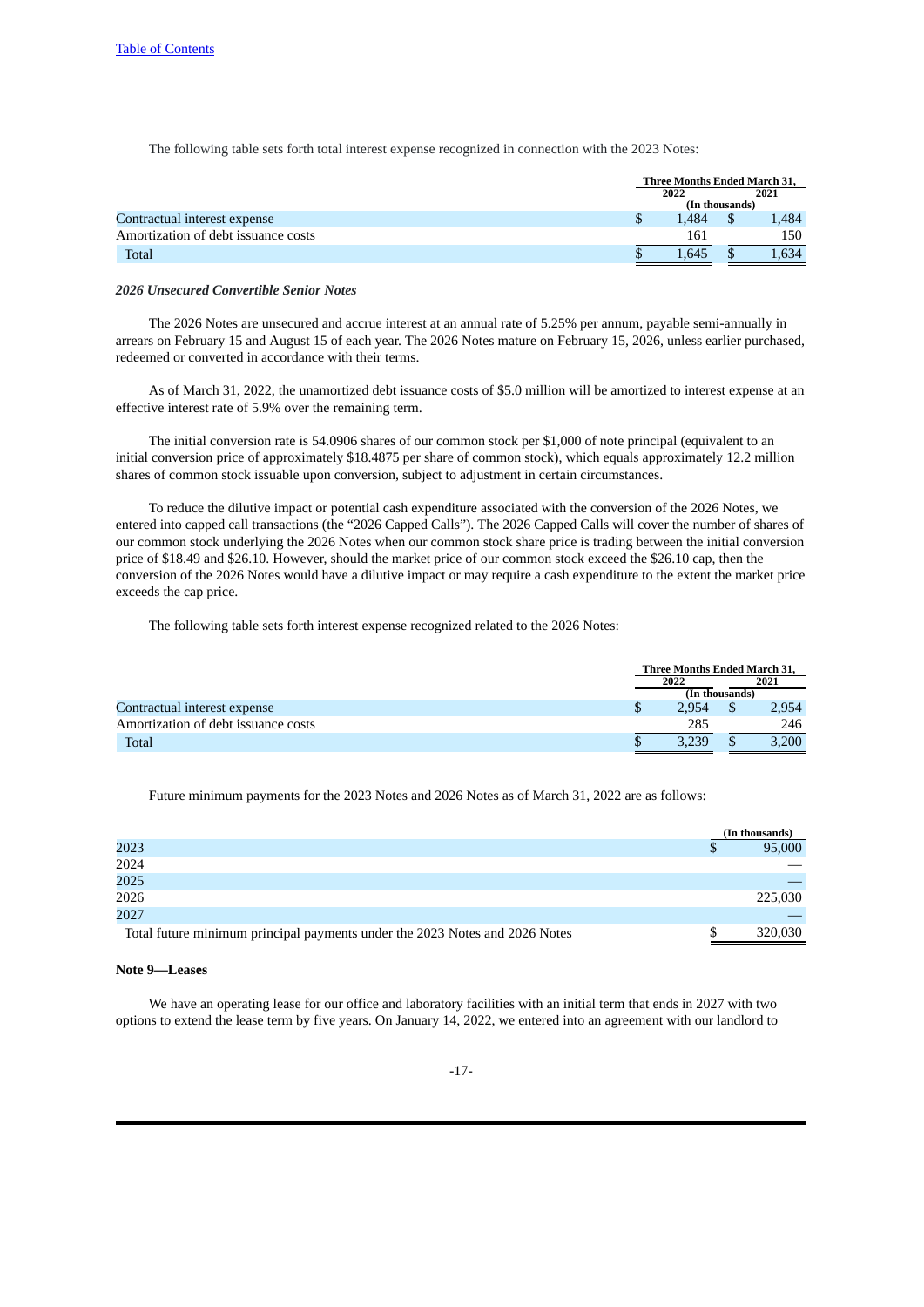The following table sets forth total interest expense recognized in connection with the 2023 Notes:

| | Three Months Ended March 31, | |
|---|---|---|
| | 2022 | 2021 |
| | (In thousands) | |
| Contractual interest expense | $ 1,484 | $ 1,484 |
| Amortization of debt issuance costs | 161 | 150 |
| Total | $ 1,645 | $ 1,634 |

***2026 Unsecured Convertible Senior Notes***

The 2026 Notes are unsecured and accrue interest at an annual rate of 5.25% per annum, payable semi-annually in arrears on February 15 and August 15 of each year. The 2026 Notes mature on February 15, 2026, unless earlier purchased, redeemed or converted in accordance with their terms.

As of March 31, 2022, the unamortized debt issuance costs of $5.0 million will be amortized to interest expense at an effective interest rate of 5.9% over the remaining term.

The initial conversion rate is 54.0906 shares of our common stock per $1,000 of note principal (equivalent to an initial conversion price of approximately $18.4875 per share of common stock), which equals approximately 12.2 million shares of common stock issuable upon conversion, subject to adjustment in certain circumstances.

To reduce the dilutive impact or potential cash expenditure associated with the conversion of the 2026 Notes, we entered into capped call transactions (the "2026 Capped Calls"). The 2026 Capped Calls will cover the number of shares of our common stock underlying the 2026 Notes when our common stock share price is trading between the initial conversion price of $18.49 and $26.10. However, should the market price of our common stock exceed the $26.10 cap, then the conversion of the 2026 Notes would have a dilutive impact or may require a cash expenditure to the extent the market price exceeds the cap price.

The following table sets forth interest expense recognized related to the 2026 Notes:

| | Three Months Ended March 31, | |
|---|---|---|
| | 2022 | 2021 |
| | (In thousands) | |
| Contractual interest expense | $ 2,954 | $ 2,954 |
| Amortization of debt issuance costs | 285 | 246 |
| Total | $ 3,239 | $ 3,200 |

Future minimum payments for the 2023 Notes and 2026 Notes as of March 31, 2022 are as follows:

| | (In thousands) |
|---|---|
| 2023 | $ 95,000 |
| 2024 | — |
| 2025 | — |
| 2026 | 225,030 |
| 2027 | — |
| Total future minimum principal payments under the 2023 Notes and 2026 Notes | $ 320,030 |

**Note 9—Leases**

We have an operating lease for our office and laboratory facilities with an initial term that ends in 2027 with two options to extend the lease term by five years. On January 14, 2022, we entered into an agreement with our landlord to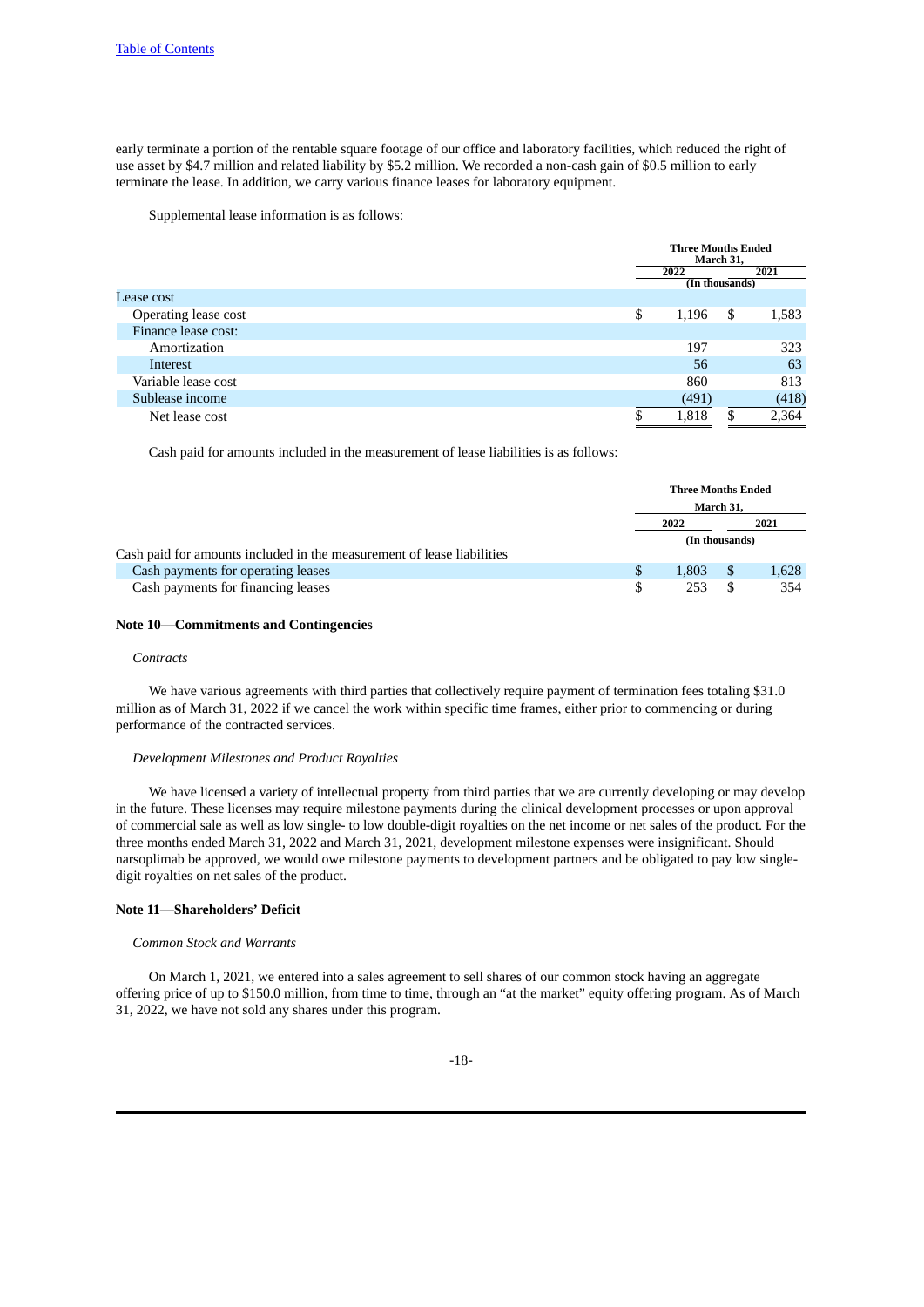early terminate a portion of the rentable square footage of our office and laboratory facilities, which reduced the right of use asset by $4.7 million and related liability by $5.2 million. We recorded a non-cash gain of $0.5 million to early terminate the lease. In addition, we carry various finance leases for laboratory equipment.

Supplemental lease information is as follows:

| | Three Months Ended March 31, | |
|---|---|---|
| | 2022 | 2021 |
| | (In thousands) | |
| Lease cost | | |
| Operating lease cost | $ 1,196 | $ 1,583 |
| Finance lease cost: | | |
| Amortization | 197 | 323 |
| Interest | 56 | 63 |
| Variable lease cost | 860 | 813 |
| Sublease income | (491) | (418) |
| Net lease cost | $ 1,818 | $ 2,364 |

Cash paid for amounts included in the measurement of lease liabilities is as follows:

| | Three Months Ended March 31, | |
|---|---|---|
| | 2022 | 2021 |
| | (In thousands) | |
| Cash paid for amounts included in the measurement of lease liabilities | | |
| Cash payments for operating leases | $ 1,803 | $ 1,628 |
| Cash payments for financing leases | $ 253 | $ 354 |

**Note 10—Commitments and Contingencies**

*Contracts*

We have various agreements with third parties that collectively require payment of termination fees totaling $31.0 million as of March 31, 2022 if we cancel the work within specific time frames, either prior to commencing or during performance of the contracted services.

*Development Milestones and Product Royalties*

We have licensed a variety of intellectual property from third parties that we are currently developing or may develop in the future. These licenses may require milestone payments during the clinical development processes or upon approval of commercial sale as well as low single- to low double-digit royalties on the net income or net sales of the product. For the three months ended March 31, 2022 and March 31, 2021, development milestone expenses were insignificant. Should narsoplimab be approved, we would owe milestone payments to development partners and be obligated to pay low single-digit royalties on net sales of the product.

**Note 11—Shareholders' Deficit**

*Common Stock and Warrants*

On March 1, 2021, we entered into a sales agreement to sell shares of our common stock having an aggregate offering price of up to $150.0 million, from time to time, through an "at the market" equity offering program. As of March 31, 2022, we have not sold any shares under this program.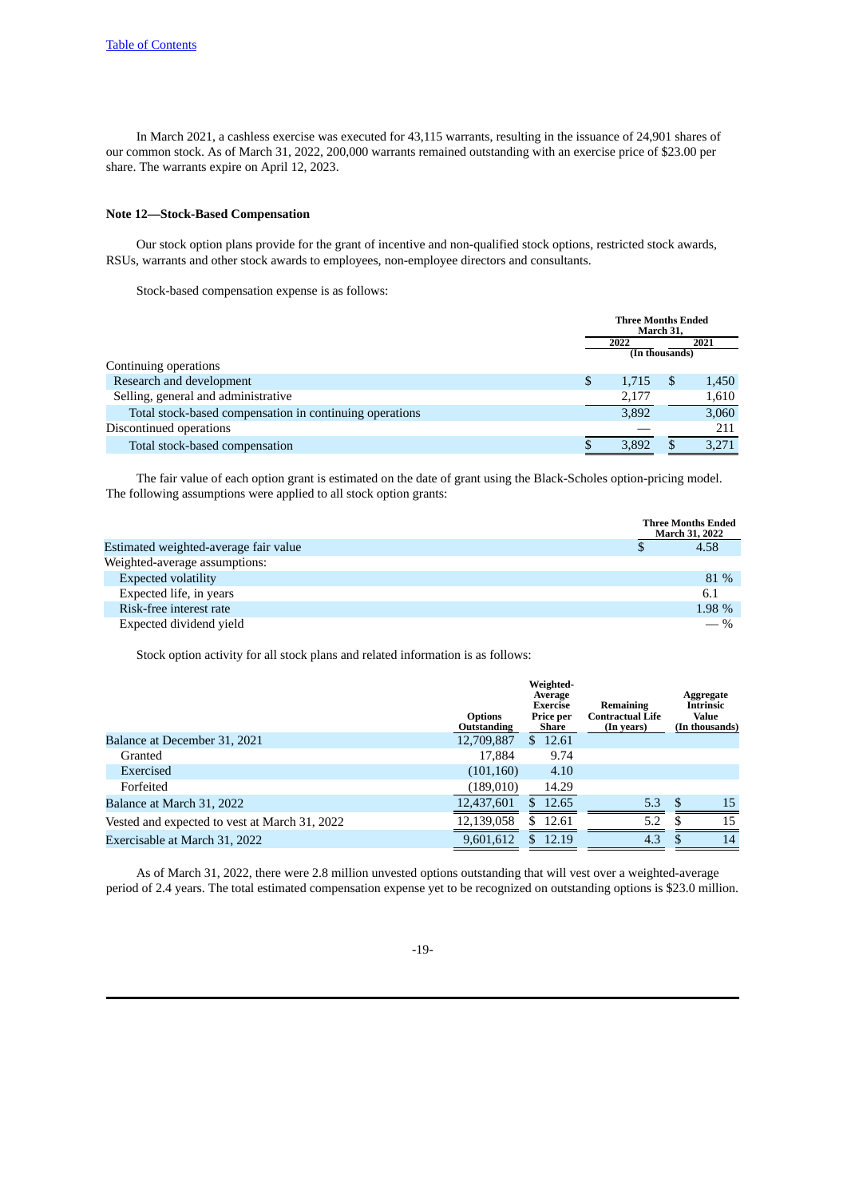In March 2021, a cashless exercise was executed for 43,115 warrants, resulting in the issuance of 24,901 shares of our common stock. As of March 31, 2022, 200,000 warrants remained outstanding with an exercise price of $23.00 per share. The warrants expire on April 12, 2023.

### Note 12—Stock-Based Compensation

Our stock option plans provide for the grant of incentive and non-qualified stock options, restricted stock awards, RSUs, warrants and other stock awards to employees, non-employee directors and consultants.

Stock-based compensation expense is as follows:

| | Three Months Ended March 31, | |
|---|---|---|
| | 2022 | 2021 |
| | (In thousands) | |
| Continuing operations | | |
| Research and development | $ 1,715 | $ 1,450 |
| Selling, general and administrative | 2,177 | 1,610 |
| Total stock-based compensation in continuing operations | 3,892 | 3,060 |
| Discontinued operations | — | 211 |
| Total stock-based compensation | $ 3,892 | $ 3,271 |

The fair value of each option grant is estimated on the date of grant using the Black-Scholes option-pricing model. The following assumptions were applied to all stock option grants:

| | Three Months Ended March 31, 2022 |
|---|---|
| Estimated weighted-average fair value | $ 4.58 |
| Weighted-average assumptions: | |
| Expected volatility | 81 % |
| Expected life, in years | 6.1 |
| Risk-free interest rate | 1.98 % |
| Expected dividend yield | — % |

Stock option activity for all stock plans and related information is as follows:

| | Options Outstanding | Weighted-Average Exercise Price per Share | Remaining Contractual Life (In years) | Aggregate Intrinsic Value (In thousands) |
|---|---|---|---|---|
| Balance at December 31, 2021 | 12,709,887 | $ 12.61 | | |
| Granted | 17,884 | 9.74 | | |
| Exercised | (101,160) | 4.10 | | |
| Forfeited | (189,010) | 14.29 | | |
| Balance at March 31, 2022 | 12,437,601 | $ 12.65 | 5.3 | $ 15 |
| Vested and expected to vest at March 31, 2022 | 12,139,058 | $ 12.61 | 5.2 | $ 15 |
| Exercisable at March 31, 2022 | 9,601,612 | $ 12.19 | 4.3 | $ 14 |

As of March 31, 2022, there were 2.8 million unvested options outstanding that will vest over a weighted-average period of 2.4 years. The total estimated compensation expense yet to be recognized on outstanding options is $23.0 million.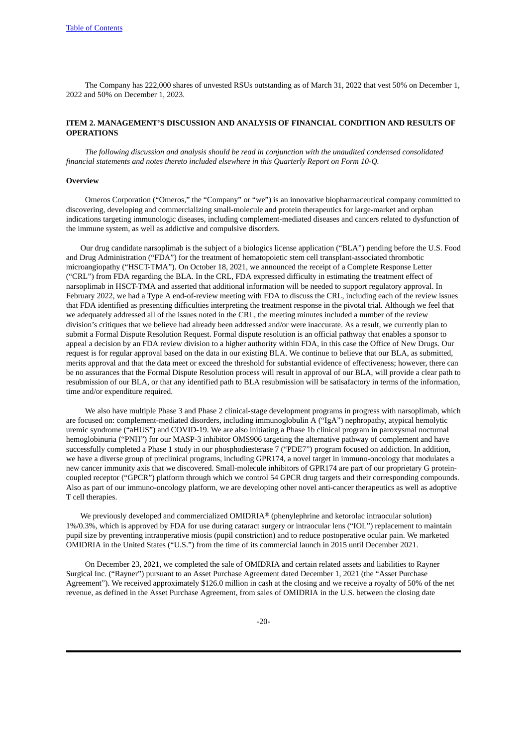The Company has 222,000 shares of unvested RSUs outstanding as of March 31, 2022 that vest 50% on December 1, 2022 and 50% on December 1, 2023.

## ITEM 2. MANAGEMENT'S DISCUSSION AND ANALYSIS OF FINANCIAL CONDITION AND RESULTS OF OPERATIONS

*The following discussion and analysis should be read in conjunction with the unaudited condensed consolidated financial statements and notes thereto included elsewhere in this Quarterly Report on Form 10-Q.*

### Overview

Omeros Corporation ("Omeros," the "Company" or "we") is an innovative biopharmaceutical company committed to discovering, developing and commercializing small-molecule and protein therapeutics for large-market and orphan indications targeting immunologic diseases, including complement-mediated diseases and cancers related to dysfunction of the immune system, as well as addictive and compulsive disorders.

Our drug candidate narsoplimab is the subject of a biologics license application ("BLA") pending before the U.S. Food and Drug Administration ("FDA") for the treatment of hematopoietic stem cell transplant-associated thrombotic microangiopathy ("HSCT-TMA"). On October 18, 2021, we announced the receipt of a Complete Response Letter ("CRL") from FDA regarding the BLA. In the CRL, FDA expressed difficulty in estimating the treatment effect of narsoplimab in HSCT-TMA and asserted that additional information will be needed to support regulatory approval. In February 2022, we had a Type A end-of-review meeting with FDA to discuss the CRL, including each of the review issues that FDA identified as presenting difficulties interpreting the treatment response in the pivotal trial. Although we feel that we adequately addressed all of the issues noted in the CRL, the meeting minutes included a number of the review division's critiques that we believe had already been addressed and/or were inaccurate. As a result, we currently plan to submit a Formal Dispute Resolution Request. Formal dispute resolution is an official pathway that enables a sponsor to appeal a decision by an FDA review division to a higher authority within FDA, in this case the Office of New Drugs. Our request is for regular approval based on the data in our existing BLA. We continue to believe that our BLA, as submitted, merits approval and that the data meet or exceed the threshold for substantial evidence of effectiveness; however, there can be no assurances that the Formal Dispute Resolution process will result in approval of our BLA, will provide a clear path to resubmission of our BLA, or that any identified path to BLA resubmission will be satisfactory in terms of the information, time and/or expenditure required.

We also have multiple Phase 3 and Phase 2 clinical-stage development programs in progress with narsoplimab, which are focused on: complement-mediated disorders, including immunoglobulin A ("IgA") nephropathy, atypical hemolytic uremic syndrome ("aHUS") and COVID-19. We are also initiating a Phase 1b clinical program in paroxysmal nocturnal hemoglobinuria ("PNH") for our MASP-3 inhibitor OMS906 targeting the alternative pathway of complement and have successfully completed a Phase 1 study in our phosphodiesterase 7 ("PDE7") program focused on addiction. In addition, we have a diverse group of preclinical programs, including GPR174, a novel target in immuno-oncology that modulates a new cancer immunity axis that we discovered. Small-molecule inhibitors of GPR174 are part of our proprietary G protein-coupled receptor ("GPCR") platform through which we control 54 GPCR drug targets and their corresponding compounds. Also as part of our immuno-oncology platform, we are developing other novel anti-cancer therapeutics as well as adoptive T cell therapies.

We previously developed and commercialized OMIDRIA® (phenylephrine and ketorolac intraocular solution) 1%/0.3%, which is approved by FDA for use during cataract surgery or intraocular lens ("IOL") replacement to maintain pupil size by preventing intraoperative miosis (pupil constriction) and to reduce postoperative ocular pain. We marketed OMIDRIA in the United States ("U.S.") from the time of its commercial launch in 2015 until December 2021.

On December 23, 2021, we completed the sale of OMIDRIA and certain related assets and liabilities to Rayner Surgical Inc. ("Rayner") pursuant to an Asset Purchase Agreement dated December 1, 2021 (the "Asset Purchase Agreement"). We received approximately $126.0 million in cash at the closing and we receive a royalty of 50% of the net revenue, as defined in the Asset Purchase Agreement, from sales of OMIDRIA in the U.S. between the closing date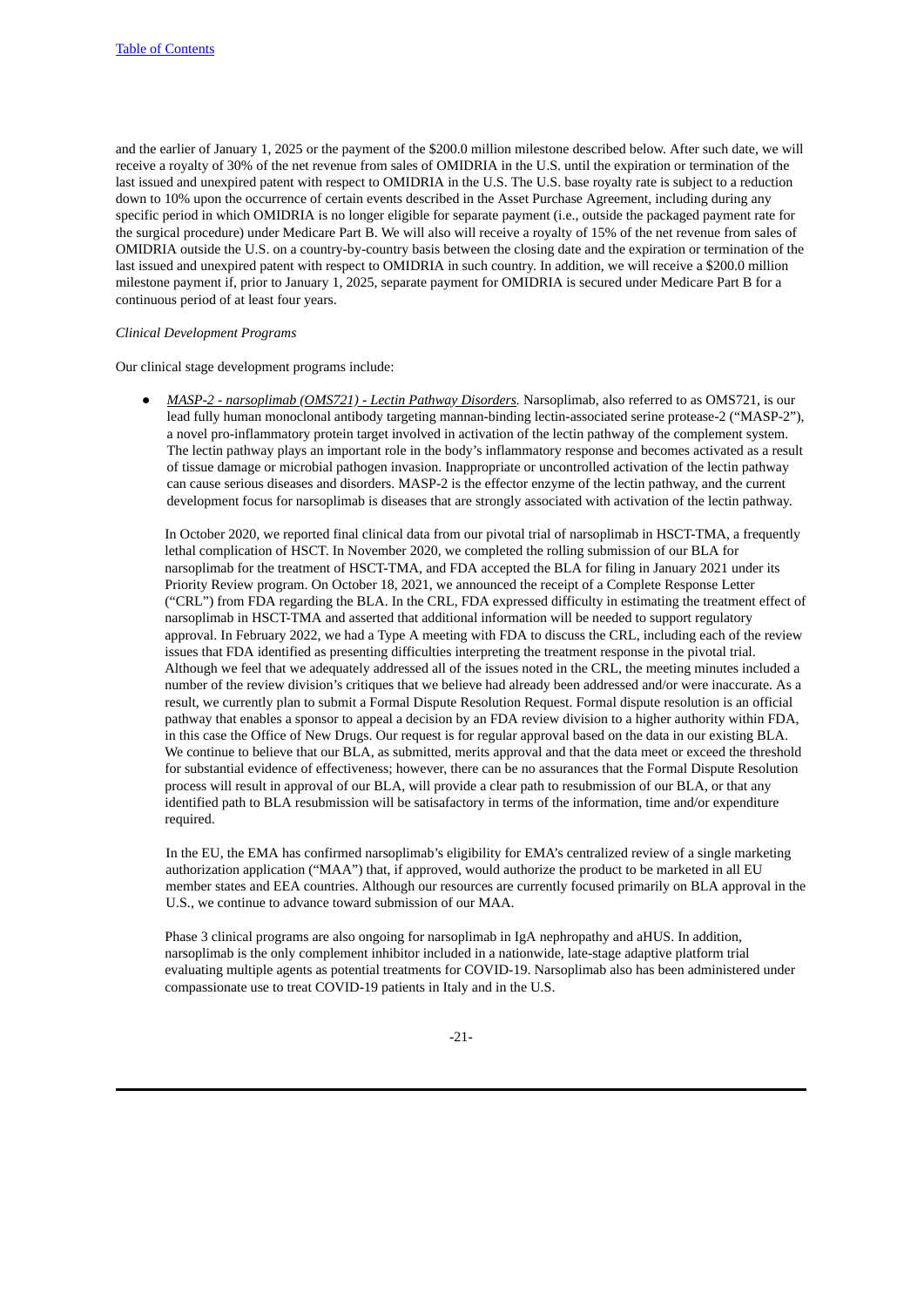and the earlier of January 1, 2025 or the payment of the $200.0 million milestone described below. After such date, we will receive a royalty of 30% of the net revenue from sales of OMIDRIA in the U.S. until the expiration or termination of the last issued and unexpired patent with respect to OMIDRIA in the U.S. The U.S. base royalty rate is subject to a reduction down to 10% upon the occurrence of certain events described in the Asset Purchase Agreement, including during any specific period in which OMIDRIA is no longer eligible for separate payment (i.e., outside the packaged payment rate for the surgical procedure) under Medicare Part B. We will also will receive a royalty of 15% of the net revenue from sales of OMIDRIA outside the U.S. on a country-by-country basis between the closing date and the expiration or termination of the last issued and unexpired patent with respect to OMIDRIA in such country. In addition, we will receive a $200.0 million milestone payment if, prior to January 1, 2025, separate payment for OMIDRIA is secured under Medicare Part B for a continuous period of at least four years.

*Clinical Development Programs*

Our clinical stage development programs include:

- *MASP-2 - narsoplimab (OMS721) - Lectin Pathway Disorders.* Narsoplimab, also referred to as OMS721, is our lead fully human monoclonal antibody targeting mannan-binding lectin-associated serine protease-2 ("MASP-2"), a novel pro-inflammatory protein target involved in activation of the lectin pathway of the complement system. The lectin pathway plays an important role in the body's inflammatory response and becomes activated as a result of tissue damage or microbial pathogen invasion. Inappropriate or uncontrolled activation of the lectin pathway can cause serious diseases and disorders. MASP-2 is the effector enzyme of the lectin pathway, and the current development focus for narsoplimab is diseases that are strongly associated with activation of the lectin pathway.

  In October 2020, we reported final clinical data from our pivotal trial of narsoplimab in HSCT-TMA, a frequently lethal complication of HSCT. In November 2020, we completed the rolling submission of our BLA for narsoplimab for the treatment of HSCT-TMA, and FDA accepted the BLA for filing in January 2021 under its Priority Review program. On October 18, 2021, we announced the receipt of a Complete Response Letter ("CRL") from FDA regarding the BLA. In the CRL, FDA expressed difficulty in estimating the treatment effect of narsoplimab in HSCT-TMA and asserted that additional information will be needed to support regulatory approval. In February 2022, we had a Type A meeting with FDA to discuss the CRL, including each of the review issues that FDA identified as presenting difficulties interpreting the treatment response in the pivotal trial. Although we feel that we adequately addressed all of the issues noted in the CRL, the meeting minutes included a number of the review division's critiques that we believe had already been addressed and/or were inaccurate. As a result, we currently plan to submit a Formal Dispute Resolution Request. Formal dispute resolution is an official pathway that enables a sponsor to appeal a decision by an FDA review division to a higher authority within FDA, in this case the Office of New Drugs. Our request is for regular approval based on the data in our existing BLA. We continue to believe that our BLA, as submitted, merits approval and that the data meet or exceed the threshold for substantial evidence of effectiveness; however, there can be no assurances that the Formal Dispute Resolution process will result in approval of our BLA, will provide a clear path to resubmission of our BLA, or that any identified path to BLA resubmission will be satisfactory in terms of the information, time and/or expenditure required.

  In the EU, the EMA has confirmed narsoplimab's eligibility for EMA's centralized review of a single marketing authorization application ("MAA") that, if approved, would authorize the product to be marketed in all EU member states and EEA countries. Although our resources are currently focused primarily on BLA approval in the U.S., we continue to advance toward submission of our MAA.

  Phase 3 clinical programs are also ongoing for narsoplimab in IgA nephropathy and aHUS. In addition, narsoplimab is the only complement inhibitor included in a nationwide, late-stage adaptive platform trial evaluating multiple agents as potential treatments for COVID-19. Narsoplimab also has been administered under compassionate use to treat COVID-19 patients in Italy and in the U.S.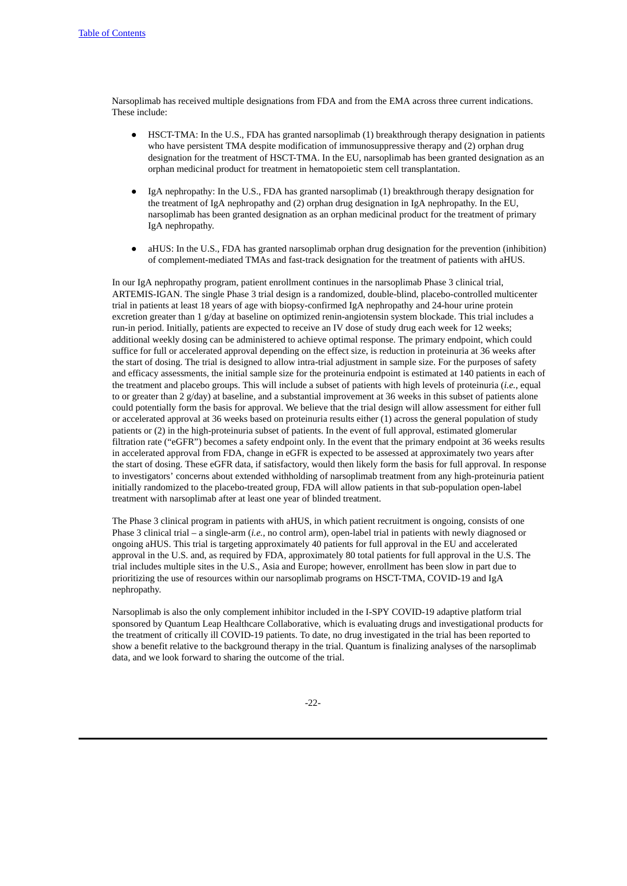Narsoplimab has received multiple designations from FDA and from the EMA across three current indications. These include:

- HSCT-TMA: In the U.S., FDA has granted narsoplimab (1) breakthrough therapy designation in patients who have persistent TMA despite modification of immunosuppressive therapy and (2) orphan drug designation for the treatment of HSCT-TMA. In the EU, narsoplimab has been granted designation as an orphan medicinal product for treatment in hematopoietic stem cell transplantation.
- IgA nephropathy: In the U.S., FDA has granted narsoplimab (1) breakthrough therapy designation for the treatment of IgA nephropathy and (2) orphan drug designation in IgA nephropathy. In the EU, narsoplimab has been granted designation as an orphan medicinal product for the treatment of primary IgA nephropathy.
- aHUS: In the U.S., FDA has granted narsoplimab orphan drug designation for the prevention (inhibition) of complement-mediated TMAs and fast-track designation for the treatment of patients with aHUS.

In our IgA nephropathy program, patient enrollment continues in the narsoplimab Phase 3 clinical trial, ARTEMIS-IGAN. The single Phase 3 trial design is a randomized, double-blind, placebo-controlled multicenter trial in patients at least 18 years of age with biopsy-confirmed IgA nephropathy and 24-hour urine protein excretion greater than 1 g/day at baseline on optimized renin-angiotensin system blockade. This trial includes a run-in period. Initially, patients are expected to receive an IV dose of study drug each week for 12 weeks; additional weekly dosing can be administered to achieve optimal response. The primary endpoint, which could suffice for full or accelerated approval depending on the effect size, is reduction in proteinuria at 36 weeks after the start of dosing. The trial is designed to allow intra-trial adjustment in sample size. For the purposes of safety and efficacy assessments, the initial sample size for the proteinuria endpoint is estimated at 140 patients in each of the treatment and placebo groups. This will include a subset of patients with high levels of proteinuria (*i.e.*, equal to or greater than 2 g/day) at baseline, and a substantial improvement at 36 weeks in this subset of patients alone could potentially form the basis for approval. We believe that the trial design will allow assessment for either full or accelerated approval at 36 weeks based on proteinuria results either (1) across the general population of study patients or (2) in the high-proteinuria subset of patients. In the event of full approval, estimated glomerular filtration rate ("eGFR") becomes a safety endpoint only. In the event that the primary endpoint at 36 weeks results in accelerated approval from FDA, change in eGFR is expected to be assessed at approximately two years after the start of dosing. These eGFR data, if satisfactory, would then likely form the basis for full approval. In response to investigators' concerns about extended withholding of narsoplimab treatment from any high-proteinuria patient initially randomized to the placebo-treated group, FDA will allow patients in that sub-population open-label treatment with narsoplimab after at least one year of blinded treatment.

The Phase 3 clinical program in patients with aHUS, in which patient recruitment is ongoing, consists of one Phase 3 clinical trial – a single-arm (*i.e.*, no control arm), open-label trial in patients with newly diagnosed or ongoing aHUS. This trial is targeting approximately 40 patients for full approval in the EU and accelerated approval in the U.S. and, as required by FDA, approximately 80 total patients for full approval in the U.S. The trial includes multiple sites in the U.S., Asia and Europe; however, enrollment has been slow in part due to prioritizing the use of resources within our narsoplimab programs on HSCT-TMA, COVID-19 and IgA nephropathy.

Narsoplimab is also the only complement inhibitor included in the I-SPY COVID-19 adaptive platform trial sponsored by Quantum Leap Healthcare Collaborative, which is evaluating drugs and investigational products for the treatment of critically ill COVID-19 patients. To date, no drug investigated in the trial has been reported to show a benefit relative to the background therapy in the trial. Quantum is finalizing analyses of the narsoplimab data, and we look forward to sharing the outcome of the trial.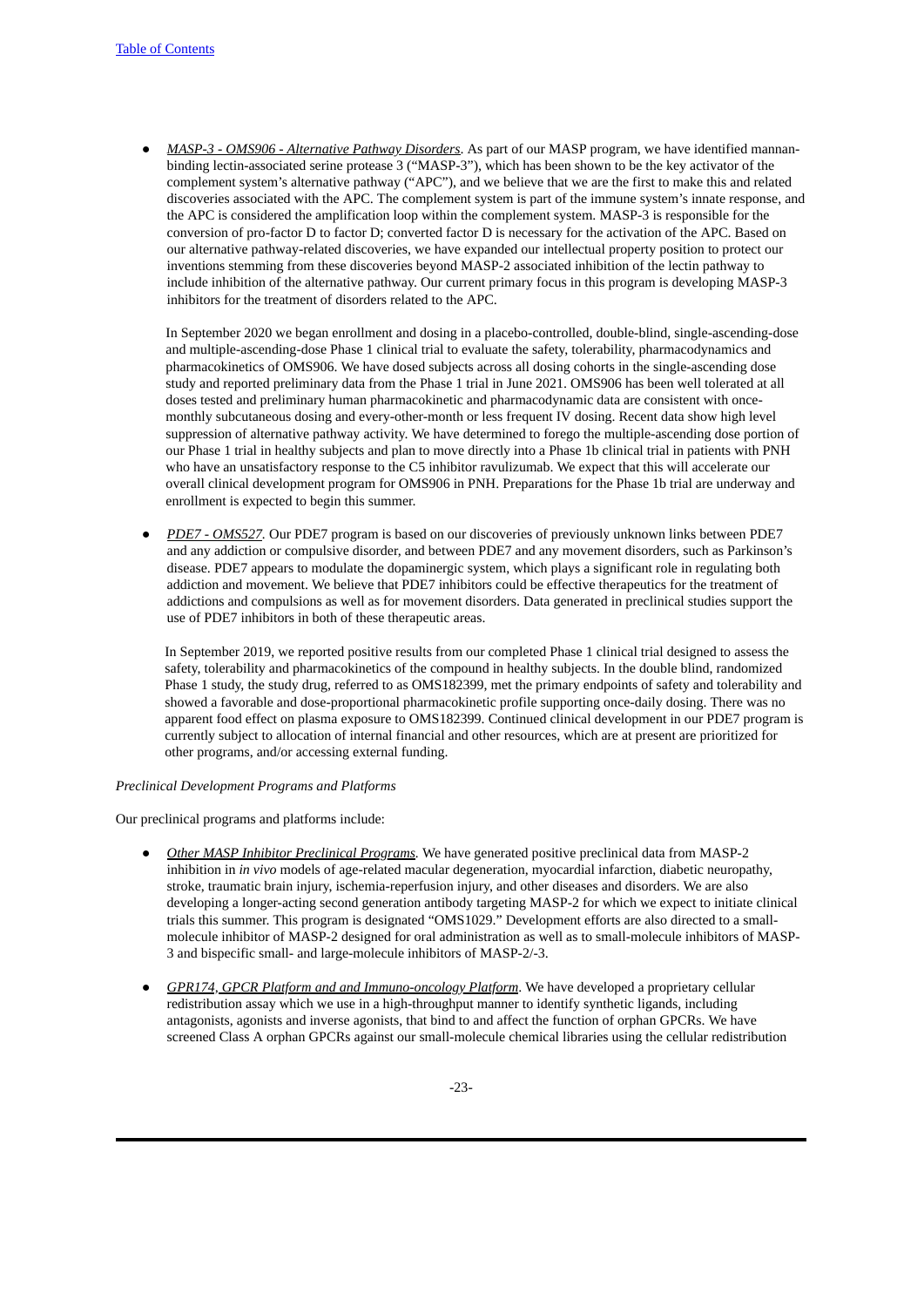- *MASP-3 - OMS906 - Alternative Pathway Disorders*. As part of our MASP program, we have identified mannan-binding lectin-associated serine protease 3 ("MASP-3"), which has been shown to be the key activator of the complement system's alternative pathway ("APC"), and we believe that we are the first to make this and related discoveries associated with the APC. The complement system is part of the immune system's innate response, and the APC is considered the amplification loop within the complement system. MASP-3 is responsible for the conversion of pro-factor D to factor D; converted factor D is necessary for the activation of the APC. Based on our alternative pathway-related discoveries, we have expanded our intellectual property position to protect our inventions stemming from these discoveries beyond MASP-2 associated inhibition of the lectin pathway to include inhibition of the alternative pathway. Our current primary focus in this program is developing MASP-3 inhibitors for the treatment of disorders related to the APC.

  In September 2020 we began enrollment and dosing in a placebo-controlled, double-blind, single-ascending-dose and multiple-ascending-dose Phase 1 clinical trial to evaluate the safety, tolerability, pharmacodynamics and pharmacokinetics of OMS906. We have dosed subjects across all dosing cohorts in the single-ascending dose study and reported preliminary data from the Phase 1 trial in June 2021. OMS906 has been well tolerated at all doses tested and preliminary human pharmacokinetic and pharmacodynamic data are consistent with once-monthly subcutaneous dosing and every-other-month or less frequent IV dosing. Recent data show high level suppression of alternative pathway activity. We have determined to forego the multiple-ascending dose portion of our Phase 1 trial in healthy subjects and plan to move directly into a Phase 1b clinical trial in patients with PNH who have an unsatisfactory response to the C5 inhibitor ravulizumab. We expect that this will accelerate our overall clinical development program for OMS906 in PNH. Preparations for the Phase 1b trial are underway and enrollment is expected to begin this summer.

- *PDE7 - OMS527*. Our PDE7 program is based on our discoveries of previously unknown links between PDE7 and any addiction or compulsive disorder, and between PDE7 and any movement disorders, such as Parkinson's disease. PDE7 appears to modulate the dopaminergic system, which plays a significant role in regulating both addiction and movement. We believe that PDE7 inhibitors could be effective therapeutics for the treatment of addictions and compulsions as well as for movement disorders. Data generated in preclinical studies support the use of PDE7 inhibitors in both of these therapeutic areas.

  In September 2019, we reported positive results from our completed Phase 1 clinical trial designed to assess the safety, tolerability and pharmacokinetics of the compound in healthy subjects. In the double blind, randomized Phase 1 study, the study drug, referred to as OMS182399, met the primary endpoints of safety and tolerability and showed a favorable and dose-proportional pharmacokinetic profile supporting once-daily dosing. There was no apparent food effect on plasma exposure to OMS182399. Continued clinical development in our PDE7 program is currently subject to allocation of internal financial and other resources, which are at present are prioritized for other programs, and/or accessing external funding.

*Preclinical Development Programs and Platforms*

Our preclinical programs and platforms include:

- *Other MASP Inhibitor Preclinical Programs*. We have generated positive preclinical data from MASP-2 inhibition in *in vivo* models of age-related macular degeneration, myocardial infarction, diabetic neuropathy, stroke, traumatic brain injury, ischemia-reperfusion injury, and other diseases and disorders. We are also developing a longer-acting second generation antibody targeting MASP-2 for which we expect to initiate clinical trials this summer. This program is designated "OMS1029." Development efforts are also directed to a small-molecule inhibitor of MASP-2 designed for oral administration as well as to small-molecule inhibitors of MASP-3 and bispecific small- and large-molecule inhibitors of MASP-2/-3.

- *GPR174, GPCR Platform and and Immuno-oncology Platform*. We have developed a proprietary cellular redistribution assay which we use in a high-throughput manner to identify synthetic ligands, including antagonists, agonists and inverse agonists, that bind to and affect the function of orphan GPCRs. We have screened Class A orphan GPCRs against our small-molecule chemical libraries using the cellular redistribution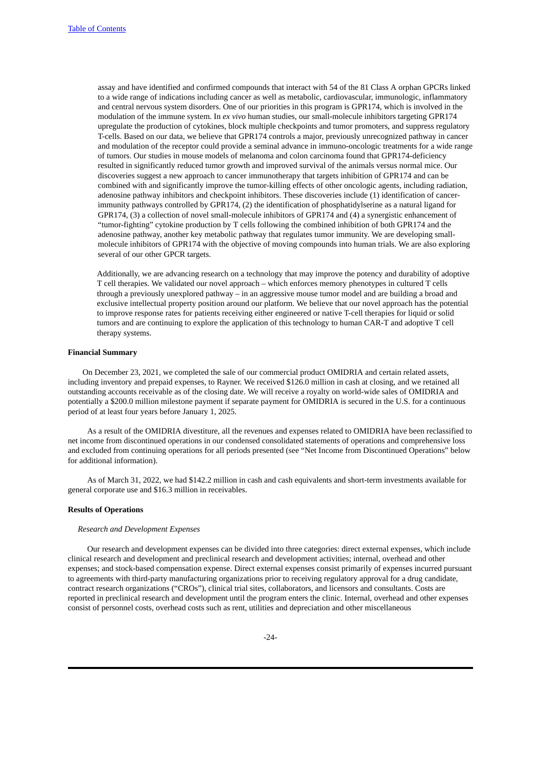assay and have identified and confirmed compounds that interact with 54 of the 81 Class A orphan GPCRs linked to a wide range of indications including cancer as well as metabolic, cardiovascular, immunologic, inflammatory and central nervous system disorders. One of our priorities in this program is GPR174, which is involved in the modulation of the immune system. In *ex vivo* human studies, our small-molecule inhibitors targeting GPR174 upregulate the production of cytokines, block multiple checkpoints and tumor promoters, and suppress regulatory T-cells. Based on our data, we believe that GPR174 controls a major, previously unrecognized pathway in cancer and modulation of the receptor could provide a seminal advance in immuno-oncologic treatments for a wide range of tumors. Our studies in mouse models of melanoma and colon carcinoma found that GPR174-deficiency resulted in significantly reduced tumor growth and improved survival of the animals versus normal mice. Our discoveries suggest a new approach to cancer immunotherapy that targets inhibition of GPR174 and can be combined with and significantly improve the tumor-killing effects of other oncologic agents, including radiation, adenosine pathway inhibitors and checkpoint inhibitors. These discoveries include (1) identification of cancer-immunity pathways controlled by GPR174, (2) the identification of phosphatidylserine as a natural ligand for GPR174, (3) a collection of novel small-molecule inhibitors of GPR174 and (4) a synergistic enhancement of "tumor-fighting" cytokine production by T cells following the combined inhibition of both GPR174 and the adenosine pathway, another key metabolic pathway that regulates tumor immunity. We are developing small-molecule inhibitors of GPR174 with the objective of moving compounds into human trials. We are also exploring several of our other GPCR targets.

Additionally, we are advancing research on a technology that may improve the potency and durability of adoptive T cell therapies. We validated our novel approach – which enforces memory phenotypes in cultured T cells through a previously unexplored pathway – in an aggressive mouse tumor model and are building a broad and exclusive intellectual property position around our platform. We believe that our novel approach has the potential to improve response rates for patients receiving either engineered or native T-cell therapies for liquid or solid tumors and are continuing to explore the application of this technology to human CAR-T and adoptive T cell therapy systems.

**Financial Summary**

On December 23, 2021, we completed the sale of our commercial product OMIDRIA and certain related assets, including inventory and prepaid expenses, to Rayner. We received $126.0 million in cash at closing, and we retained all outstanding accounts receivable as of the closing date. We will receive a royalty on world-wide sales of OMIDRIA and potentially a $200.0 million milestone payment if separate payment for OMIDRIA is secured in the U.S. for a continuous period of at least four years before January 1, 2025.

As a result of the OMIDRIA divestiture, all the revenues and expenses related to OMIDRIA have been reclassified to net income from discontinued operations in our condensed consolidated statements of operations and comprehensive loss and excluded from continuing operations for all periods presented (see "Net Income from Discontinued Operations" below for additional information).

As of March 31, 2022, we had $142.2 million in cash and cash equivalents and short-term investments available for general corporate use and $16.3 million in receivables.

**Results of Operations**

*Research and Development Expenses*

Our research and development expenses can be divided into three categories: direct external expenses, which include clinical research and development and preclinical research and development activities; internal, overhead and other expenses; and stock-based compensation expense. Direct external expenses consist primarily of expenses incurred pursuant to agreements with third-party manufacturing organizations prior to receiving regulatory approval for a drug candidate, contract research organizations ("CROs"), clinical trial sites, collaborators, and licensors and consultants. Costs are reported in preclinical research and development until the program enters the clinic. Internal, overhead and other expenses consist of personnel costs, overhead costs such as rent, utilities and depreciation and other miscellaneous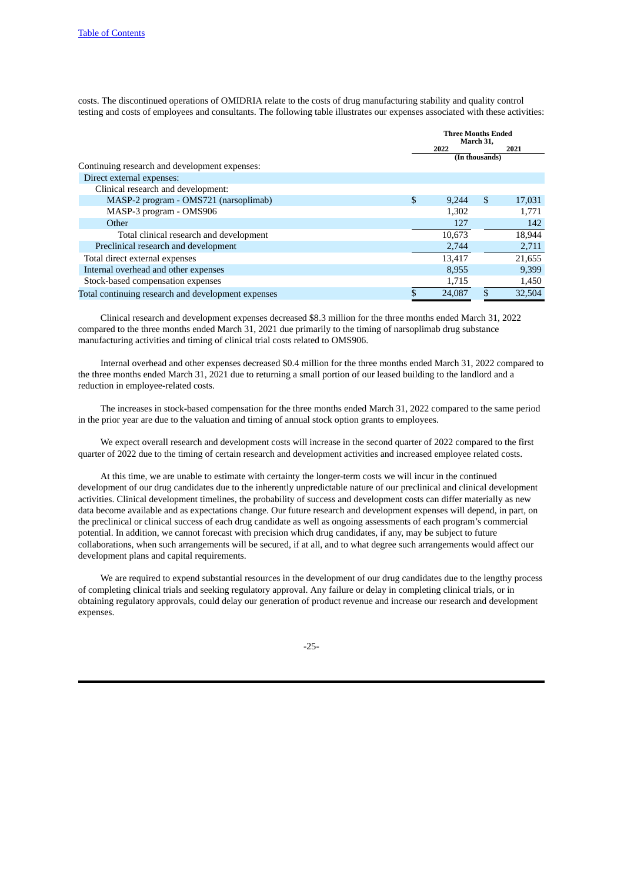costs. The discontinued operations of OMIDRIA relate to the costs of drug manufacturing stability and quality control testing and costs of employees and consultants. The following table illustrates our expenses associated with these activities:

| | Three Months Ended March 31, | |
|---|---|---|
| | 2022 | 2021 |
| | (In thousands) | |
| Continuing research and development expenses: | | |
| Direct external expenses: | | |
| Clinical research and development: | | |
| MASP-2 program - OMS721 (narsoplimab) | $ 9,244 | $ 17,031 |
| MASP-3 program - OMS906 | 1,302 | 1,771 |
| Other | 127 | 142 |
| Total clinical research and development | 10,673 | 18,944 |
| Preclinical research and development | 2,744 | 2,711 |
| Total direct external expenses | 13,417 | 21,655 |
| Internal overhead and other expenses | 8,955 | 9,399 |
| Stock-based compensation expenses | 1,715 | 1,450 |
| Total continuing research and development expenses | $ 24,087 | $ 32,504 |

Clinical research and development expenses decreased $8.3 million for the three months ended March 31, 2022 compared to the three months ended March 31, 2021 due primarily to the timing of narsoplimab drug substance manufacturing activities and timing of clinical trial costs related to OMS906.

Internal overhead and other expenses decreased $0.4 million for the three months ended March 31, 2022 compared to the three months ended March 31, 2021 due to returning a small portion of our leased building to the landlord and a reduction in employee-related costs.

The increases in stock-based compensation for the three months ended March 31, 2022 compared to the same period in the prior year are due to the valuation and timing of annual stock option grants to employees.

We expect overall research and development costs will increase in the second quarter of 2022 compared to the first quarter of 2022 due to the timing of certain research and development activities and increased employee related costs.

At this time, we are unable to estimate with certainty the longer-term costs we will incur in the continued development of our drug candidates due to the inherently unpredictable nature of our preclinical and clinical development activities. Clinical development timelines, the probability of success and development costs can differ materially as new data become available and as expectations change. Our future research and development expenses will depend, in part, on the preclinical or clinical success of each drug candidate as well as ongoing assessments of each program's commercial potential. In addition, we cannot forecast with precision which drug candidates, if any, may be subject to future collaborations, when such arrangements will be secured, if at all, and to what degree such arrangements would affect our development plans and capital requirements.

We are required to expend substantial resources in the development of our drug candidates due to the lengthy process of completing clinical trials and seeking regulatory approval. Any failure or delay in completing clinical trials, or in obtaining regulatory approvals, could delay our generation of product revenue and increase our research and development expenses.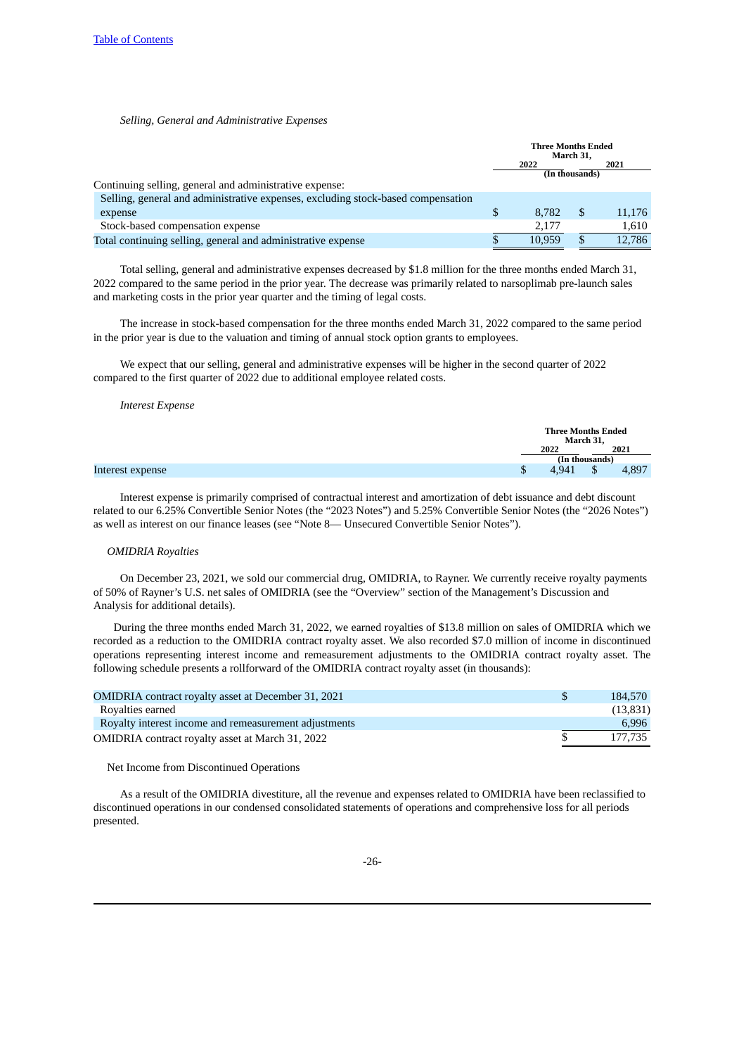*Selling, General and Administrative Expenses*

| | Three Months Ended March 31, | |
|---|---|---|
| | 2022 | 2021 |
| | (In thousands) | |
| Continuing selling, general and administrative expense: | | |
| Selling, general and administrative expenses, excluding stock-based compensation expense | $ 8,782 | $ 11,176 |
| Stock-based compensation expense | 2,177 | 1,610 |
| Total continuing selling, general and administrative expense | $ 10,959 | $ 12,786 |

Total selling, general and administrative expenses decreased by $1.8 million for the three months ended March 31, 2022 compared to the same period in the prior year. The decrease was primarily related to narsoplimab pre-launch sales and marketing costs in the prior year quarter and the timing of legal costs.

The increase in stock-based compensation for the three months ended March 31, 2022 compared to the same period in the prior year is due to the valuation and timing of annual stock option grants to employees.

We expect that our selling, general and administrative expenses will be higher in the second quarter of 2022 compared to the first quarter of 2022 due to additional employee related costs.

*Interest Expense*

| | Three Months Ended March 31, | |
|---|---|---|
| | 2022 | 2021 |
| | (In thousands) | |
| Interest expense | $ 4,941 | $ 4,897 |

Interest expense is primarily comprised of contractual interest and amortization of debt issuance and debt discount related to our 6.25% Convertible Senior Notes (the "2023 Notes") and 5.25% Convertible Senior Notes (the "2026 Notes") as well as interest on our finance leases (see "Note 8— Unsecured Convertible Senior Notes").

*OMIDRIA Royalties*

On December 23, 2021, we sold our commercial drug, OMIDRIA, to Rayner. We currently receive royalty payments of 50% of Rayner's U.S. net sales of OMIDRIA (see the "Overview" section of the Management's Discussion and Analysis for additional details).

During the three months ended March 31, 2022, we earned royalties of $13.8 million on sales of OMIDRIA which we recorded as a reduction to the OMIDRIA contract royalty asset. We also recorded $7.0 million of income in discontinued operations representing interest income and remeasurement adjustments to the OMIDRIA contract royalty asset. The following schedule presents a rollforward of the OMIDRIA contract royalty asset (in thousands):

| | |
|---|---|
| OMIDRIA contract royalty asset at December 31, 2021 | $ 184,570 |
| Royalties earned | (13,831) |
| Royalty interest income and remeasurement adjustments | 6,996 |
| OMIDRIA contract royalty asset at March 31, 2022 | $ 177,735 |

Net Income from Discontinued Operations

As a result of the OMIDRIA divestiture, all the revenue and expenses related to OMIDRIA have been reclassified to discontinued operations in our condensed consolidated statements of operations and comprehensive loss for all periods presented.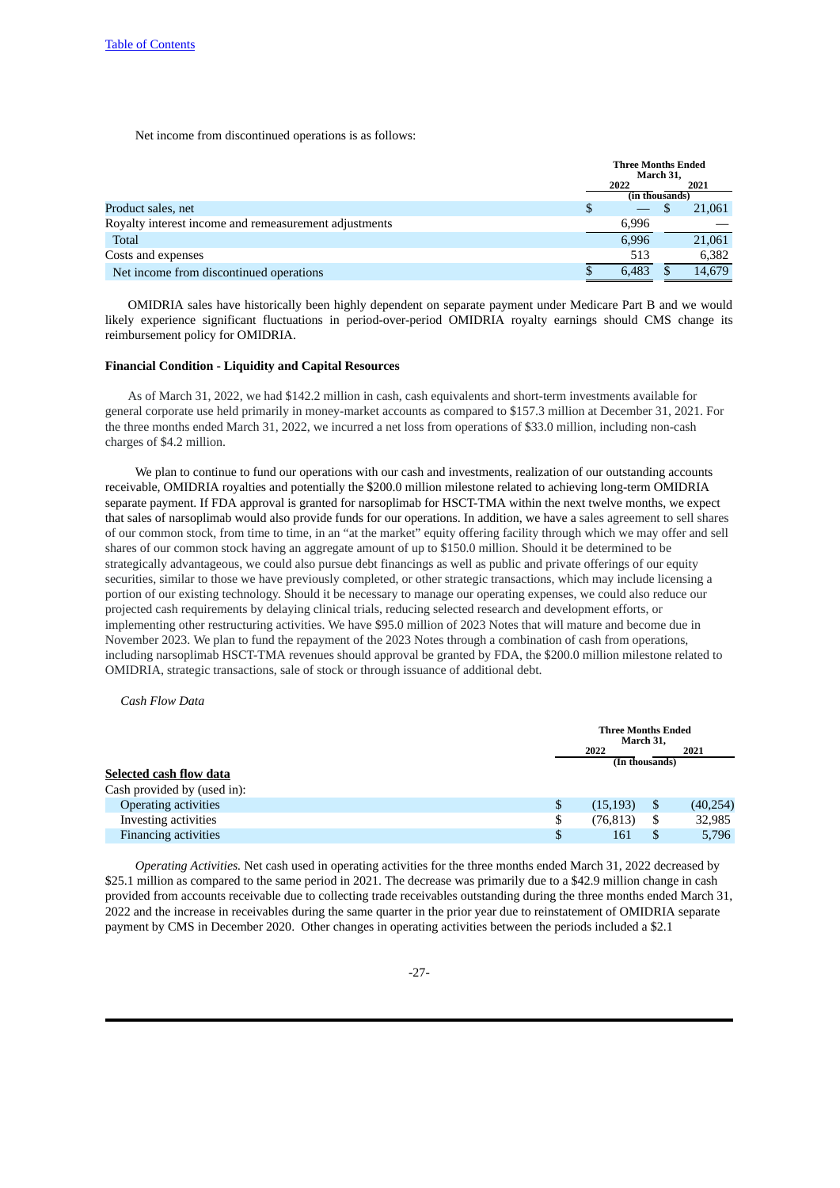Net income from discontinued operations is as follows:

| | Three Months Ended March 31, | |
|---|---|---|
| | 2022 | 2021 |
| | (in thousands) | |
| Product sales, net | $ — | $ 21,061 |
| Royalty interest income and remeasurement adjustments | 6,996 | — |
| Total | 6,996 | 21,061 |
| Costs and expenses | 513 | 6,382 |
| Net income from discontinued operations | $ 6,483 | $ 14,679 |

OMIDRIA sales have historically been highly dependent on separate payment under Medicare Part B and we would likely experience significant fluctuations in period-over-period OMIDRIA royalty earnings should CMS change its reimbursement policy for OMIDRIA.

**Financial Condition - Liquidity and Capital Resources**

As of March 31, 2022, we had $142.2 million in cash, cash equivalents and short-term investments available for general corporate use held primarily in money-market accounts as compared to $157.3 million at December 31, 2021. For the three months ended March 31, 2022, we incurred a net loss from operations of $33.0 million, including non-cash charges of $4.2 million.

We plan to continue to fund our operations with our cash and investments, realization of our outstanding accounts receivable, OMIDRIA royalties and potentially the $200.0 million milestone related to achieving long-term OMIDRIA separate payment. If FDA approval is granted for narsoplimab for HSCT-TMA within the next twelve months, we expect that sales of narsoplimab would also provide funds for our operations. In addition, we have a sales agreement to sell shares of our common stock, from time to time, in an "at the market" equity offering facility through which we may offer and sell shares of our common stock having an aggregate amount of up to $150.0 million. Should it be determined to be strategically advantageous, we could also pursue debt financings as well as public and private offerings of our equity securities, similar to those we have previously completed, or other strategic transactions, which may include licensing a portion of our existing technology. Should it be necessary to manage our operating expenses, we could also reduce our projected cash requirements by delaying clinical trials, reducing selected research and development efforts, or implementing other restructuring activities. We have $95.0 million of 2023 Notes that will mature and become due in November 2023. We plan to fund the repayment of the 2023 Notes through a combination of cash from operations, including narsoplimab HSCT-TMA revenues should approval be granted by FDA, the $200.0 million milestone related to OMIDRIA, strategic transactions, sale of stock or through issuance of additional debt.

*Cash Flow Data*

| | Three Months Ended March 31, | |
|---|---|---|
| | 2022 | 2021 |
| | (In thousands) | |
| **Selected cash flow data** | | |
| Cash provided by (used in): | | |
| Operating activities | $ (15,193) | $ (40,254) |
| Investing activities | $ (76,813) | $ 32,985 |
| Financing activities | $ 161 | $ 5,796 |

*Operating Activities.* Net cash used in operating activities for the three months ended March 31, 2022 decreased by $25.1 million as compared to the same period in 2021. The decrease was primarily due to a $42.9 million change in cash provided from accounts receivable due to collecting trade receivables outstanding during the three months ended March 31, 2022 and the increase in receivables during the same quarter in the prior year due to reinstatement of OMIDRIA separate payment by CMS in December 2020. Other changes in operating activities between the periods included a $2.1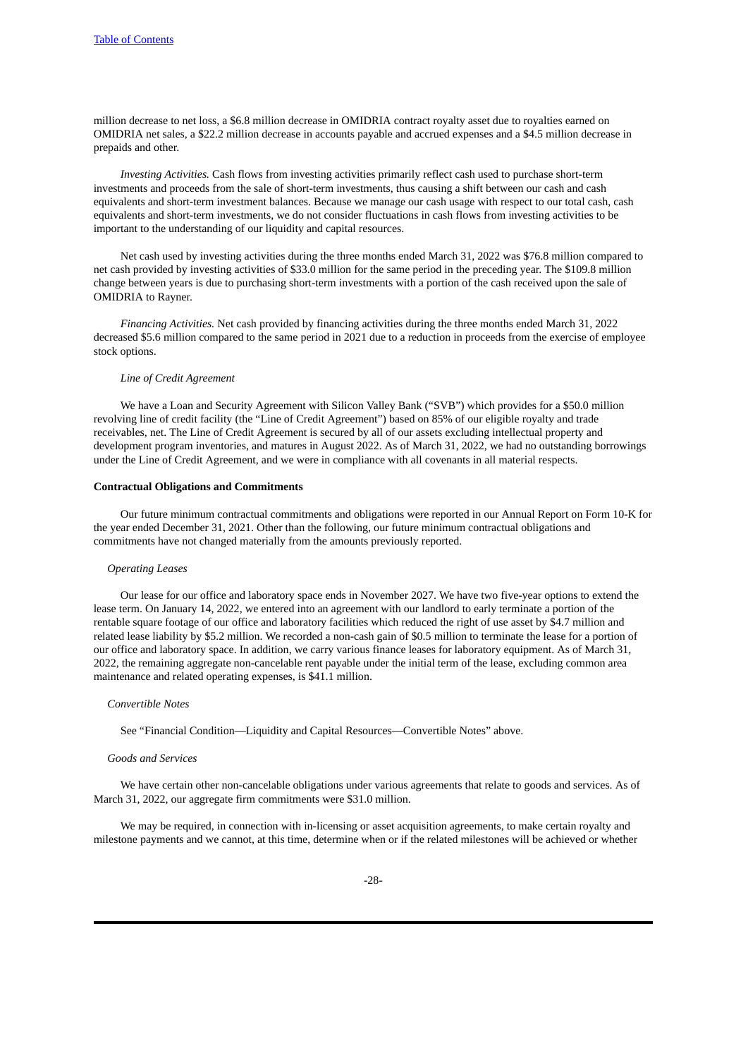million decrease to net loss, a $6.8 million decrease in OMIDRIA contract royalty asset due to royalties earned on OMIDRIA net sales, a $22.2 million decrease in accounts payable and accrued expenses and a $4.5 million decrease in prepaids and other.

*Investing Activities.* Cash flows from investing activities primarily reflect cash used to purchase short-term investments and proceeds from the sale of short-term investments, thus causing a shift between our cash and cash equivalents and short-term investment balances. Because we manage our cash usage with respect to our total cash, cash equivalents and short-term investments, we do not consider fluctuations in cash flows from investing activities to be important to the understanding of our liquidity and capital resources.

Net cash used by investing activities during the three months ended March 31, 2022 was $76.8 million compared to net cash provided by investing activities of $33.0 million for the same period in the preceding year. The $109.8 million change between years is due to purchasing short-term investments with a portion of the cash received upon the sale of OMIDRIA to Rayner.

*Financing Activities.* Net cash provided by financing activities during the three months ended March 31, 2022 decreased $5.6 million compared to the same period in 2021 due to a reduction in proceeds from the exercise of employee stock options.

*Line of Credit Agreement*

We have a Loan and Security Agreement with Silicon Valley Bank ("SVB") which provides for a $50.0 million revolving line of credit facility (the "Line of Credit Agreement") based on 85% of our eligible royalty and trade receivables, net. The Line of Credit Agreement is secured by all of our assets excluding intellectual property and development program inventories, and matures in August 2022. As of March 31, 2022, we had no outstanding borrowings under the Line of Credit Agreement, and we were in compliance with all covenants in all material respects.

**Contractual Obligations and Commitments**

Our future minimum contractual commitments and obligations were reported in our Annual Report on Form 10-K for the year ended December 31, 2021. Other than the following, our future minimum contractual obligations and commitments have not changed materially from the amounts previously reported.

*Operating Leases*

Our lease for our office and laboratory space ends in November 2027. We have two five-year options to extend the lease term. On January 14, 2022, we entered into an agreement with our landlord to early terminate a portion of the rentable square footage of our office and laboratory facilities which reduced the right of use asset by $4.7 million and related lease liability by $5.2 million. We recorded a non-cash gain of $0.5 million to terminate the lease for a portion of our office and laboratory space. In addition, we carry various finance leases for laboratory equipment. As of March 31, 2022, the remaining aggregate non-cancelable rent payable under the initial term of the lease, excluding common area maintenance and related operating expenses, is $41.1 million.

*Convertible Notes*

See "Financial Condition—Liquidity and Capital Resources—Convertible Notes" above.

*Goods and Services*

We have certain other non-cancelable obligations under various agreements that relate to goods and services. As of March 31, 2022, our aggregate firm commitments were $31.0 million.

We may be required, in connection with in-licensing or asset acquisition agreements, to make certain royalty and milestone payments and we cannot, at this time, determine when or if the related milestones will be achieved or whether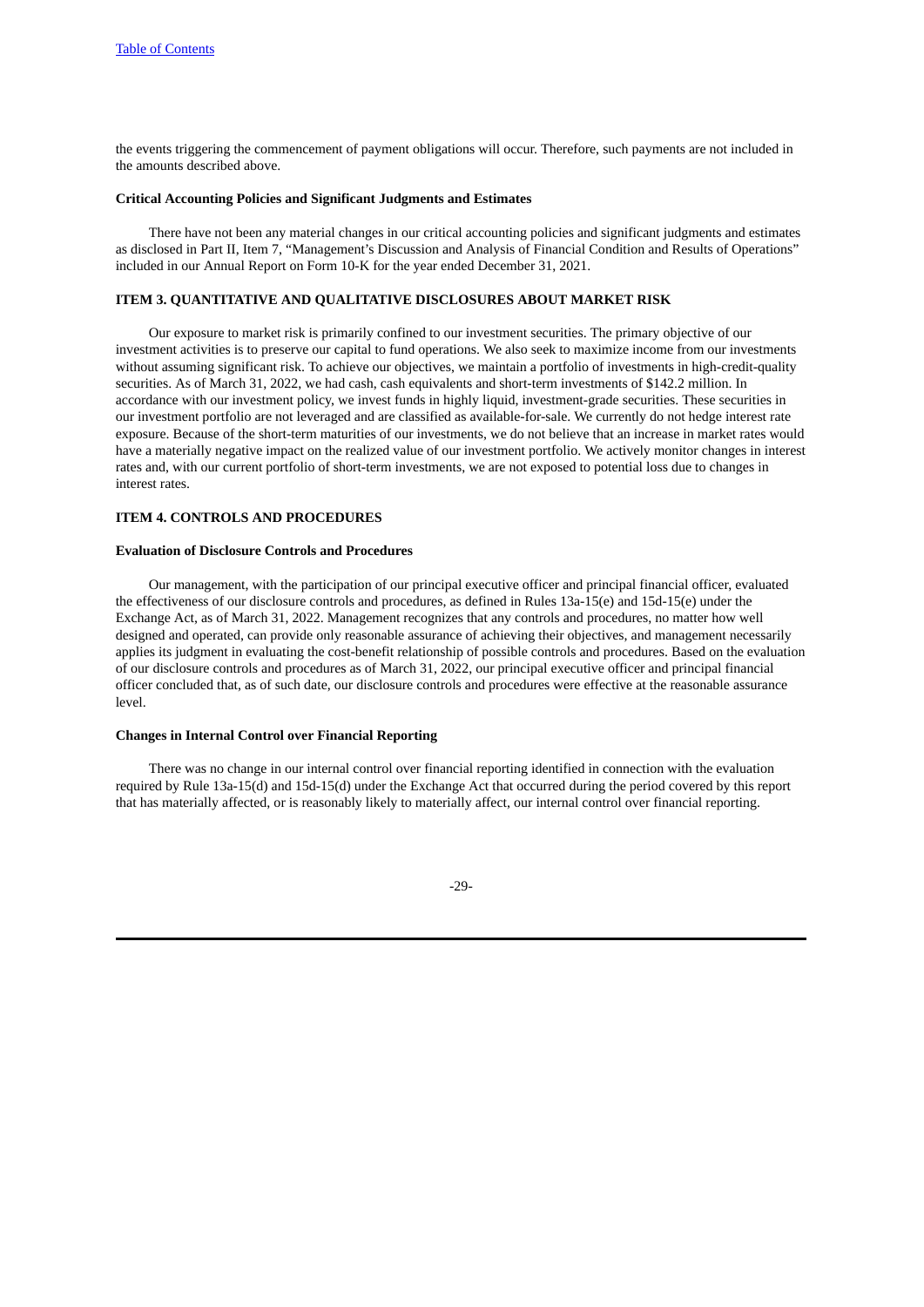the events triggering the commencement of payment obligations will occur. Therefore, such payments are not included in the amounts described above.

**Critical Accounting Policies and Significant Judgments and Estimates**

There have not been any material changes in our critical accounting policies and significant judgments and estimates as disclosed in Part II, Item 7, "Management's Discussion and Analysis of Financial Condition and Results of Operations" included in our Annual Report on Form 10-K for the year ended December 31, 2021.

## ITEM 3. QUANTITATIVE AND QUALITATIVE DISCLOSURES ABOUT MARKET RISK

Our exposure to market risk is primarily confined to our investment securities. The primary objective of our investment activities is to preserve our capital to fund operations. We also seek to maximize income from our investments without assuming significant risk. To achieve our objectives, we maintain a portfolio of investments in high-credit-quality securities. As of March 31, 2022, we had cash, cash equivalents and short-term investments of $142.2 million. In accordance with our investment policy, we invest funds in highly liquid, investment-grade securities. These securities in our investment portfolio are not leveraged and are classified as available-for-sale. We currently do not hedge interest rate exposure. Because of the short-term maturities of our investments, we do not believe that an increase in market rates would have a materially negative impact on the realized value of our investment portfolio. We actively monitor changes in interest rates and, with our current portfolio of short-term investments, we are not exposed to potential loss due to changes in interest rates.

## ITEM 4. CONTROLS AND PROCEDURES

**Evaluation of Disclosure Controls and Procedures**

Our management, with the participation of our principal executive officer and principal financial officer, evaluated the effectiveness of our disclosure controls and procedures, as defined in Rules 13a-15(e) and 15d-15(e) under the Exchange Act, as of March 31, 2022. Management recognizes that any controls and procedures, no matter how well designed and operated, can provide only reasonable assurance of achieving their objectives, and management necessarily applies its judgment in evaluating the cost-benefit relationship of possible controls and procedures. Based on the evaluation of our disclosure controls and procedures as of March 31, 2022, our principal executive officer and principal financial officer concluded that, as of such date, our disclosure controls and procedures were effective at the reasonable assurance level.

**Changes in Internal Control over Financial Reporting**

There was no change in our internal control over financial reporting identified in connection with the evaluation required by Rule 13a-15(d) and 15d-15(d) under the Exchange Act that occurred during the period covered by this report that has materially affected, or is reasonably likely to materially affect, our internal control over financial reporting.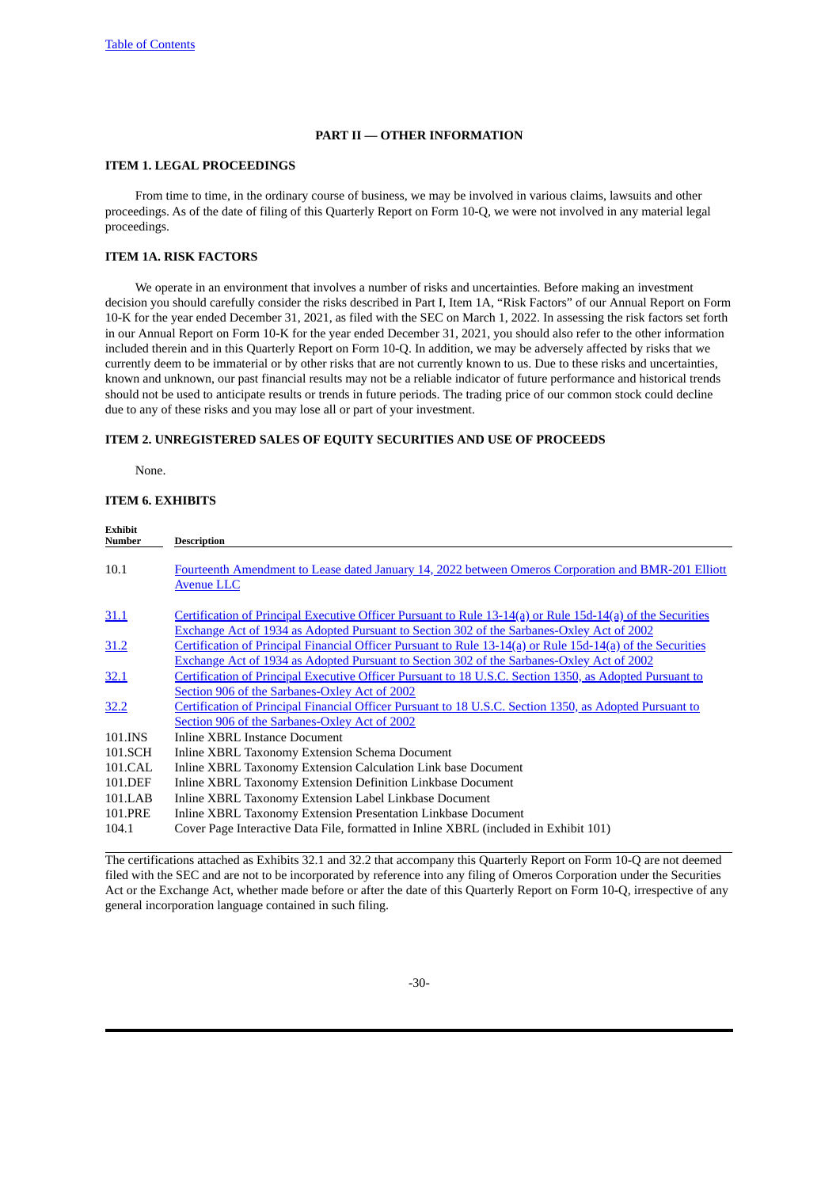[Table of Contents](#)

# PART II — OTHER INFORMATION

## ITEM 1. LEGAL PROCEEDINGS

From time to time, in the ordinary course of business, we may be involved in various claims, lawsuits and other proceedings. As of the date of filing of this Quarterly Report on Form 10-Q, we were not involved in any material legal proceedings.

## ITEM 1A. RISK FACTORS

We operate in an environment that involves a number of risks and uncertainties. Before making an investment decision you should carefully consider the risks described in Part I, Item 1A, "Risk Factors" of our Annual Report on Form 10-K for the year ended December 31, 2021, as filed with the SEC on March 1, 2022. In assessing the risk factors set forth in our Annual Report on Form 10-K for the year ended December 31, 2021, you should also refer to the other information included therein and in this Quarterly Report on Form 10-Q. In addition, we may be adversely affected by risks that we currently deem to be immaterial or by other risks that are not currently known to us. Due to these risks and uncertainties, known and unknown, our past financial results may not be a reliable indicator of future performance and historical trends should not be used to anticipate results or trends in future periods. The trading price of our common stock could decline due to any of these risks and you may lose all or part of your investment.

## ITEM 2. UNREGISTERED SALES OF EQUITY SECURITIES AND USE OF PROCEEDS

None.

## ITEM 6. EXHIBITS

| Exhibit Number | Description |
|---|---|
| 10.1 | Fourteenth Amendment to Lease dated January 14, 2022 between Omeros Corporation and BMR-201 Elliott Avenue LLC |
| 31.1 | Certification of Principal Executive Officer Pursuant to Rule 13-14(a) or Rule 15d-14(a) of the Securities Exchange Act of 1934 as Adopted Pursuant to Section 302 of the Sarbanes-Oxley Act of 2002 |
| 31.2 | Certification of Principal Financial Officer Pursuant to Rule 13-14(a) or Rule 15d-14(a) of the Securities Exchange Act of 1934 as Adopted Pursuant to Section 302 of the Sarbanes-Oxley Act of 2002 |
| 32.1 | Certification of Principal Executive Officer Pursuant to 18 U.S.C. Section 1350, as Adopted Pursuant to Section 906 of the Sarbanes-Oxley Act of 2002 |
| 32.2 | Certification of Principal Financial Officer Pursuant to 18 U.S.C. Section 1350, as Adopted Pursuant to Section 906 of the Sarbanes-Oxley Act of 2002 |
| 101.INS | Inline XBRL Instance Document |
| 101.SCH | Inline XBRL Taxonomy Extension Schema Document |
| 101.CAL | Inline XBRL Taxonomy Extension Calculation Link base Document |
| 101.DEF | Inline XBRL Taxonomy Extension Definition Linkbase Document |
| 101.LAB | Inline XBRL Taxonomy Extension Label Linkbase Document |
| 101.PRE | Inline XBRL Taxonomy Extension Presentation Linkbase Document |
| 104.1 | Cover Page Interactive Data File, formatted in Inline XBRL (included in Exhibit 101) |

The certifications attached as Exhibits 32.1 and 32.2 that accompany this Quarterly Report on Form 10-Q are not deemed filed with the SEC and are not to be incorporated by reference into any filing of Omeros Corporation under the Securities Act or the Exchange Act, whether made before or after the date of this Quarterly Report on Form 10-Q, irrespective of any general incorporation language contained in such filing.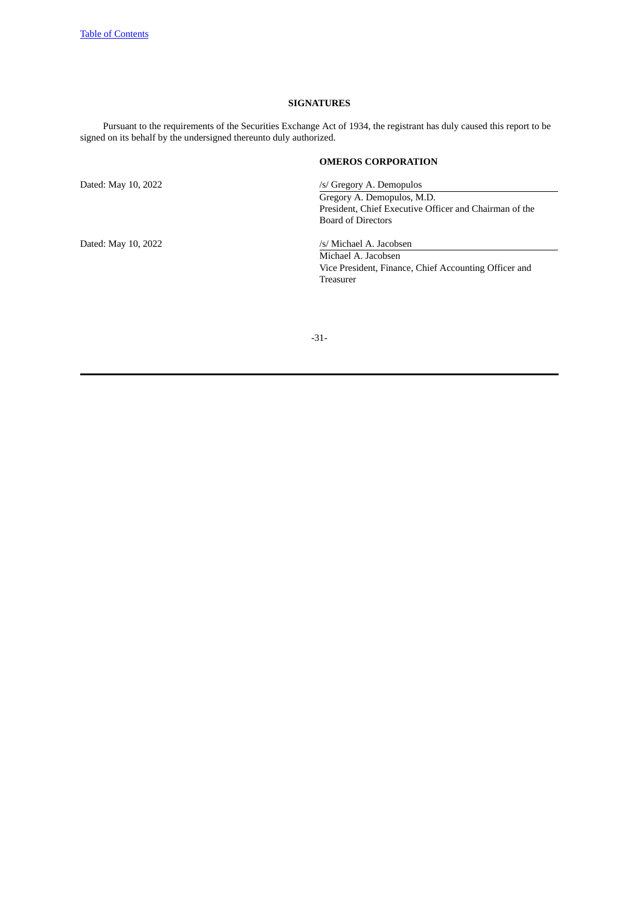## SIGNATURES

Pursuant to the requirements of the Securities Exchange Act of 1934, the registrant has duly caused this report to be signed on its behalf by the undersigned thereunto duly authorized.

**OMEROS CORPORATION**

Dated: May 10, 2022

/s/ Gregory A. Demopulos

Gregory A. Demopulos, M.D.
President, Chief Executive Officer and Chairman of the Board of Directors

Dated: May 10, 2022

/s/ Michael A. Jacobsen

Michael A. Jacobsen
Vice President, Finance, Chief Accounting Officer and Treasurer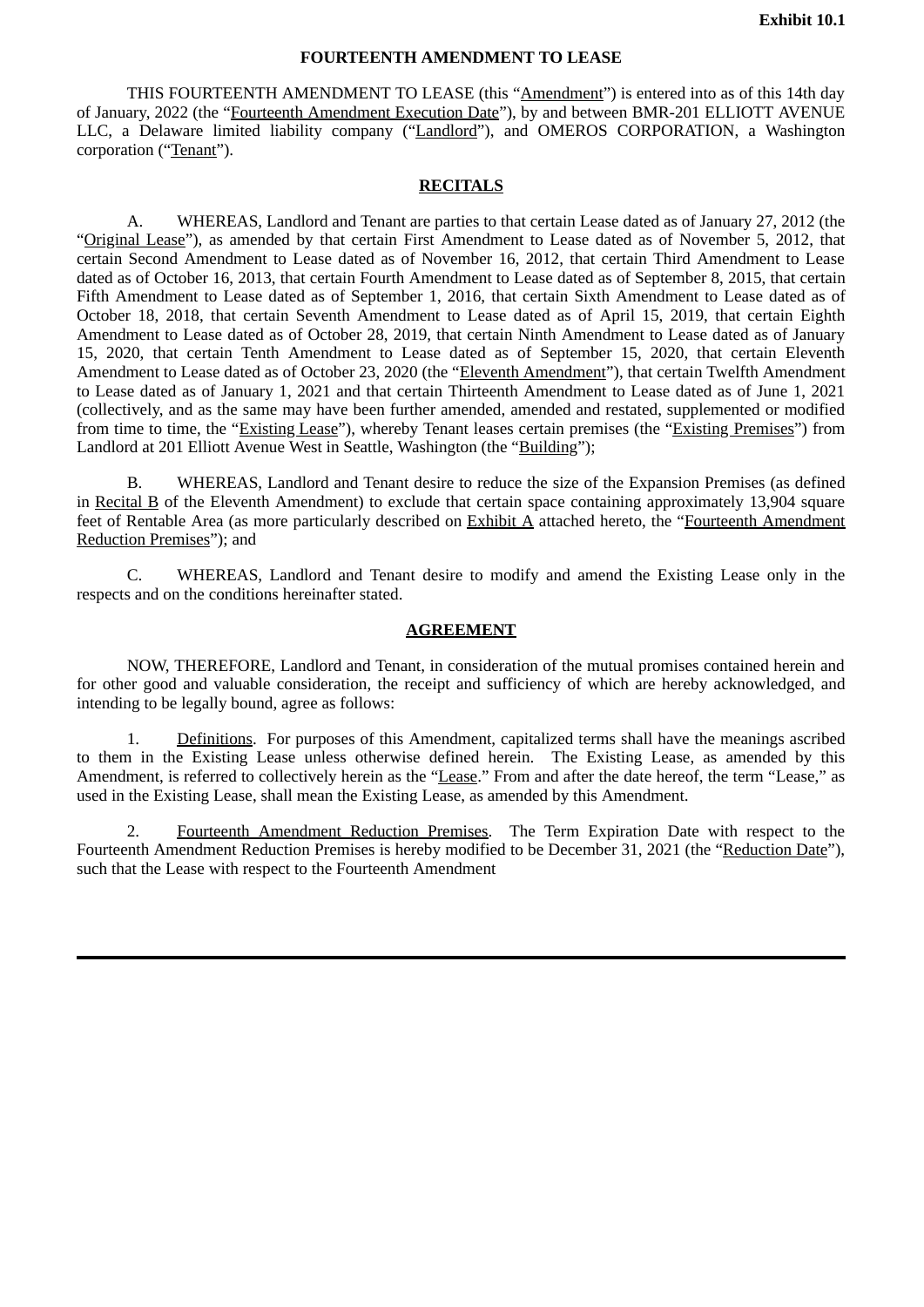**Exhibit 10.1**

**FOURTEENTH AMENDMENT TO LEASE**

THIS FOURTEENTH AMENDMENT TO LEASE (this "Amendment") is entered into as of this 14th day of January, 2022 (the "Fourteenth Amendment Execution Date"), by and between BMR-201 ELLIOTT AVENUE LLC, a Delaware limited liability company ("Landlord"), and OMEROS CORPORATION, a Washington corporation ("Tenant").

**RECITALS**

A. WHEREAS, Landlord and Tenant are parties to that certain Lease dated as of January 27, 2012 (the "Original Lease"), as amended by that certain First Amendment to Lease dated as of November 5, 2012, that certain Second Amendment to Lease dated as of November 16, 2012, that certain Third Amendment to Lease dated as of October 16, 2013, that certain Fourth Amendment to Lease dated as of September 8, 2015, that certain Fifth Amendment to Lease dated as of September 1, 2016, that certain Sixth Amendment to Lease dated as of October 18, 2018, that certain Seventh Amendment to Lease dated as of April 15, 2019, that certain Eighth Amendment to Lease dated as of October 28, 2019, that certain Ninth Amendment to Lease dated as of January 15, 2020, that certain Tenth Amendment to Lease dated as of September 15, 2020, that certain Eleventh Amendment to Lease dated as of October 23, 2020 (the "Eleventh Amendment"), that certain Twelfth Amendment to Lease dated as of January 1, 2021 and that certain Thirteenth Amendment to Lease dated as of June 1, 2021 (collectively, and as the same may have been further amended, amended and restated, supplemented or modified from time to time, the "Existing Lease"), whereby Tenant leases certain premises (the "Existing Premises") from Landlord at 201 Elliott Avenue West in Seattle, Washington (the "Building");

B. WHEREAS, Landlord and Tenant desire to reduce the size of the Expansion Premises (as defined in Recital B of the Eleventh Amendment) to exclude that certain space containing approximately 13,904 square feet of Rentable Area (as more particularly described on Exhibit A attached hereto, the "Fourteenth Amendment Reduction Premises"); and

C. WHEREAS, Landlord and Tenant desire to modify and amend the Existing Lease only in the respects and on the conditions hereinafter stated.

**AGREEMENT**

NOW, THEREFORE, Landlord and Tenant, in consideration of the mutual promises contained herein and for other good and valuable consideration, the receipt and sufficiency of which are hereby acknowledged, and intending to be legally bound, agree as follows:

1. Definitions. For purposes of this Amendment, capitalized terms shall have the meanings ascribed to them in the Existing Lease unless otherwise defined herein. The Existing Lease, as amended by this Amendment, is referred to collectively herein as the "Lease." From and after the date hereof, the term "Lease," as used in the Existing Lease, shall mean the Existing Lease, as amended by this Amendment.

2. Fourteenth Amendment Reduction Premises. The Term Expiration Date with respect to the Fourteenth Amendment Reduction Premises is hereby modified to be December 31, 2021 (the "Reduction Date"), such that the Lease with respect to the Fourteenth Amendment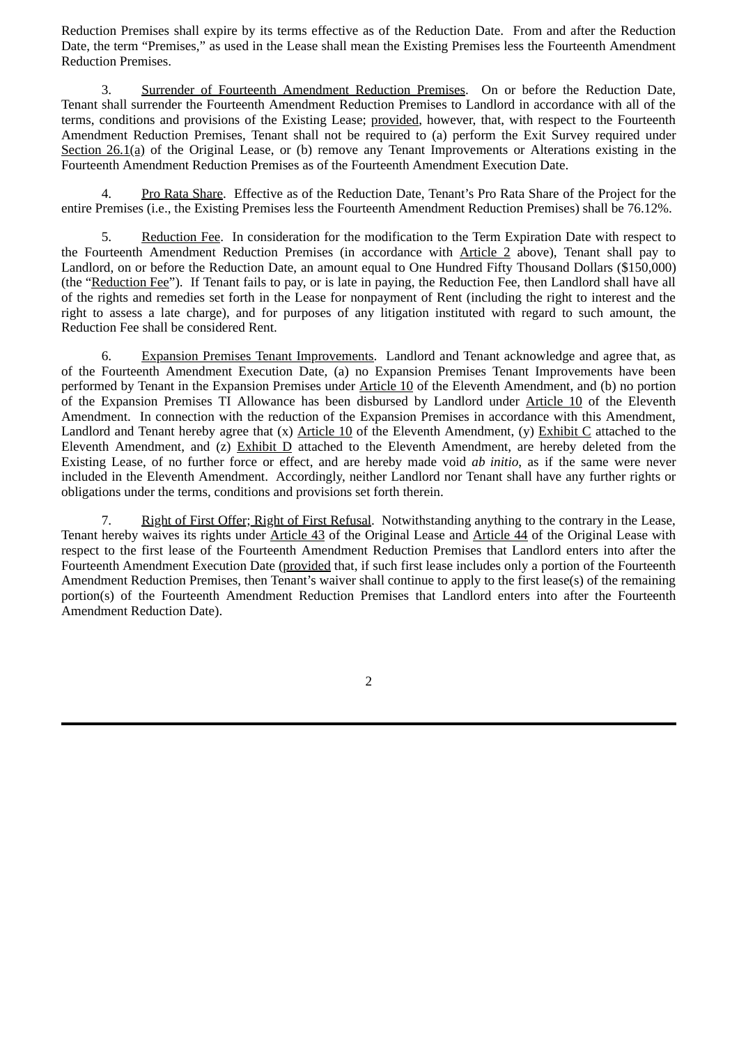Reduction Premises shall expire by its terms effective as of the Reduction Date. From and after the Reduction Date, the term "Premises," as used in the Lease shall mean the Existing Premises less the Fourteenth Amendment Reduction Premises.

3. Surrender of Fourteenth Amendment Reduction Premises. On or before the Reduction Date, Tenant shall surrender the Fourteenth Amendment Reduction Premises to Landlord in accordance with all of the terms, conditions and provisions of the Existing Lease; provided, however, that, with respect to the Fourteenth Amendment Reduction Premises, Tenant shall not be required to (a) perform the Exit Survey required under Section 26.1(a) of the Original Lease, or (b) remove any Tenant Improvements or Alterations existing in the Fourteenth Amendment Reduction Premises as of the Fourteenth Amendment Execution Date.

4. Pro Rata Share. Effective as of the Reduction Date, Tenant's Pro Rata Share of the Project for the entire Premises (i.e., the Existing Premises less the Fourteenth Amendment Reduction Premises) shall be 76.12%.

5. Reduction Fee. In consideration for the modification to the Term Expiration Date with respect to the Fourteenth Amendment Reduction Premises (in accordance with Article 2 above), Tenant shall pay to Landlord, on or before the Reduction Date, an amount equal to One Hundred Fifty Thousand Dollars ($150,000) (the "Reduction Fee"). If Tenant fails to pay, or is late in paying, the Reduction Fee, then Landlord shall have all of the rights and remedies set forth in the Lease for nonpayment of Rent (including the right to interest and the right to assess a late charge), and for purposes of any litigation instituted with regard to such amount, the Reduction Fee shall be considered Rent.

6. Expansion Premises Tenant Improvements. Landlord and Tenant acknowledge and agree that, as of the Fourteenth Amendment Execution Date, (a) no Expansion Premises Tenant Improvements have been performed by Tenant in the Expansion Premises under Article 10 of the Eleventh Amendment, and (b) no portion of the Expansion Premises TI Allowance has been disbursed by Landlord under Article 10 of the Eleventh Amendment. In connection with the reduction of the Expansion Premises in accordance with this Amendment, Landlord and Tenant hereby agree that (x) Article 10 of the Eleventh Amendment, (y) Exhibit C attached to the Eleventh Amendment, and (z) Exhibit D attached to the Eleventh Amendment, are hereby deleted from the Existing Lease, of no further force or effect, and are hereby made void *ab initio*, as if the same were never included in the Eleventh Amendment. Accordingly, neither Landlord nor Tenant shall have any further rights or obligations under the terms, conditions and provisions set forth therein.

7. Right of First Offer; Right of First Refusal. Notwithstanding anything to the contrary in the Lease, Tenant hereby waives its rights under Article 43 of the Original Lease and Article 44 of the Original Lease with respect to the first lease of the Fourteenth Amendment Reduction Premises that Landlord enters into after the Fourteenth Amendment Execution Date (provided that, if such first lease includes only a portion of the Fourteenth Amendment Reduction Premises, then Tenant's waiver shall continue to apply to the first lease(s) of the remaining portion(s) of the Fourteenth Amendment Reduction Premises that Landlord enters into after the Fourteenth Amendment Reduction Date).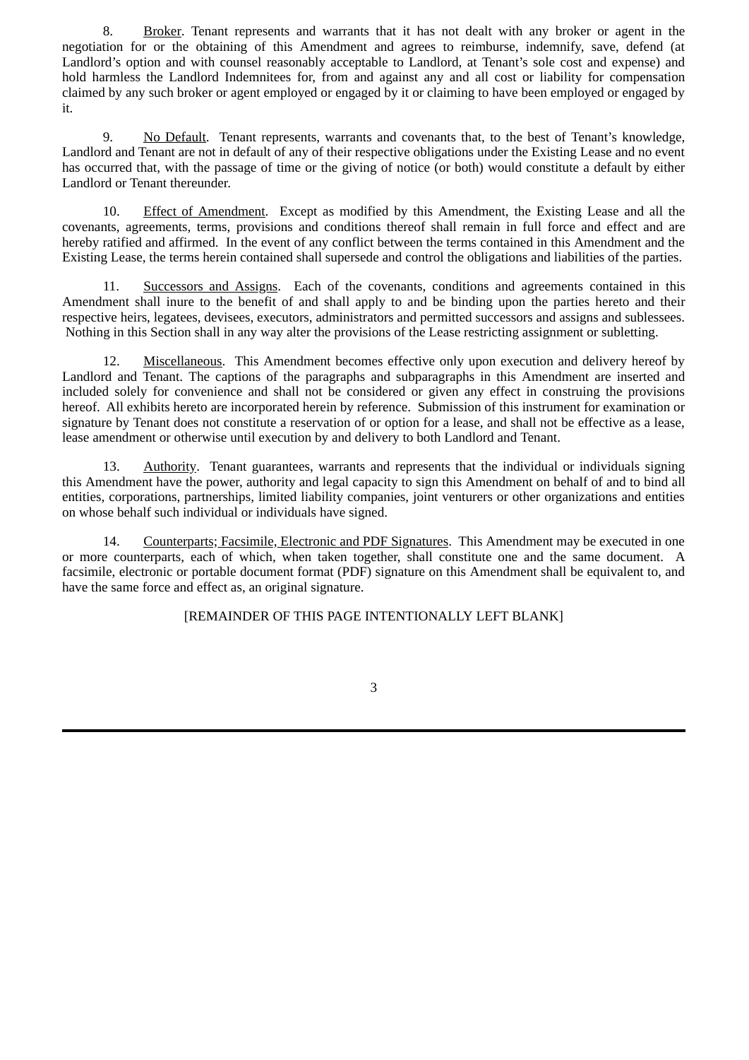8. Broker. Tenant represents and warrants that it has not dealt with any broker or agent in the negotiation for or the obtaining of this Amendment and agrees to reimburse, indemnify, save, defend (at Landlord's option and with counsel reasonably acceptable to Landlord, at Tenant's sole cost and expense) and hold harmless the Landlord Indemnitees for, from and against any and all cost or liability for compensation claimed by any such broker or agent employed or engaged by it or claiming to have been employed or engaged by it.

9. No Default. Tenant represents, warrants and covenants that, to the best of Tenant's knowledge, Landlord and Tenant are not in default of any of their respective obligations under the Existing Lease and no event has occurred that, with the passage of time or the giving of notice (or both) would constitute a default by either Landlord or Tenant thereunder.

10. Effect of Amendment. Except as modified by this Amendment, the Existing Lease and all the covenants, agreements, terms, provisions and conditions thereof shall remain in full force and effect and are hereby ratified and affirmed. In the event of any conflict between the terms contained in this Amendment and the Existing Lease, the terms herein contained shall supersede and control the obligations and liabilities of the parties.

11. Successors and Assigns. Each of the covenants, conditions and agreements contained in this Amendment shall inure to the benefit of and shall apply to and be binding upon the parties hereto and their respective heirs, legatees, devisees, executors, administrators and permitted successors and assigns and sublessees. Nothing in this Section shall in any way alter the provisions of the Lease restricting assignment or subletting.

12. Miscellaneous. This Amendment becomes effective only upon execution and delivery hereof by Landlord and Tenant. The captions of the paragraphs and subparagraphs in this Amendment are inserted and included solely for convenience and shall not be considered or given any effect in construing the provisions hereof. All exhibits hereto are incorporated herein by reference. Submission of this instrument for examination or signature by Tenant does not constitute a reservation of or option for a lease, and shall not be effective as a lease, lease amendment or otherwise until execution by and delivery to both Landlord and Tenant.

13. Authority. Tenant guarantees, warrants and represents that the individual or individuals signing this Amendment have the power, authority and legal capacity to sign this Amendment on behalf of and to bind all entities, corporations, partnerships, limited liability companies, joint venturers or other organizations and entities on whose behalf such individual or individuals have signed.

14. Counterparts; Facsimile, Electronic and PDF Signatures. This Amendment may be executed in one or more counterparts, each of which, when taken together, shall constitute one and the same document. A facsimile, electronic or portable document format (PDF) signature on this Amendment shall be equivalent to, and have the same force and effect as, an original signature.

[REMAINDER OF THIS PAGE INTENTIONALLY LEFT BLANK]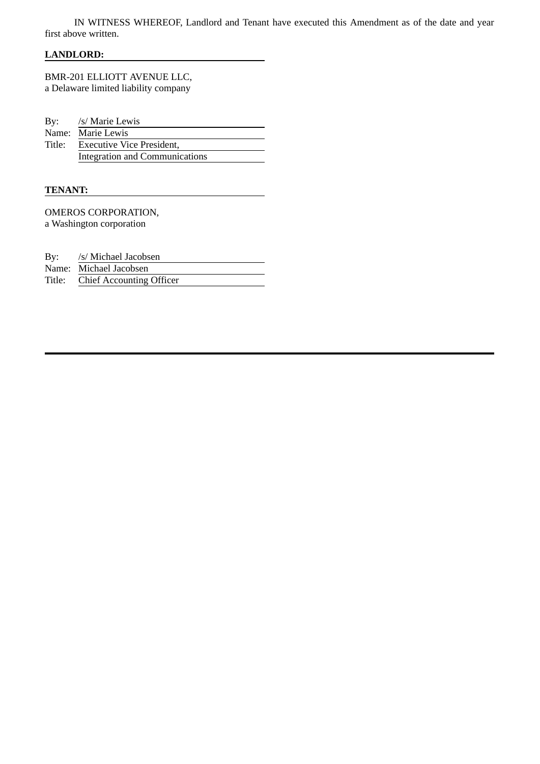IN WITNESS WHEREOF, Landlord and Tenant have executed this Amendment as of the date and year first above written.

**LANDLORD:**

BMR-201 ELLIOTT AVENUE LLC,
a Delaware limited liability company

By: /s/ Marie Lewis
Name: Marie Lewis
Title: Executive Vice President, Integration and Communications

**TENANT:**

OMEROS CORPORATION,
a Washington corporation

By: /s/ Michael Jacobsen
Name: Michael Jacobsen
Title: Chief Accounting Officer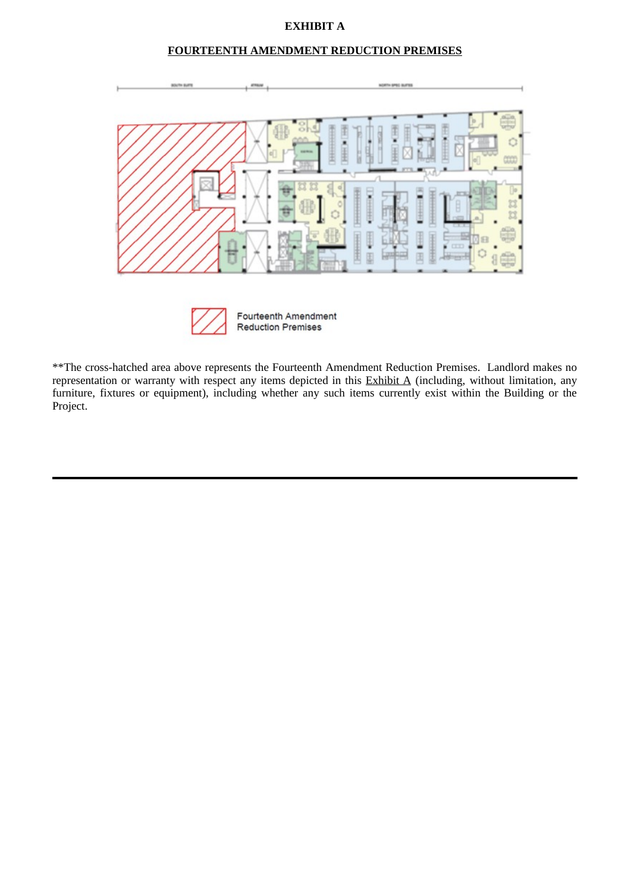**EXHIBIT A**

**FOURTEENTH AMENDMENT REDUCTION PREMISES**

Fourteenth Amendment Reduction Premises

**The cross-hatched area above represents the Fourteenth Amendment Reduction Premises. Landlord makes no representation or warranty with respect any items depicted in this Exhibit A (including, without limitation, any furniture, fixtures or equipment), including whether any such items currently exist within the Building or the Project.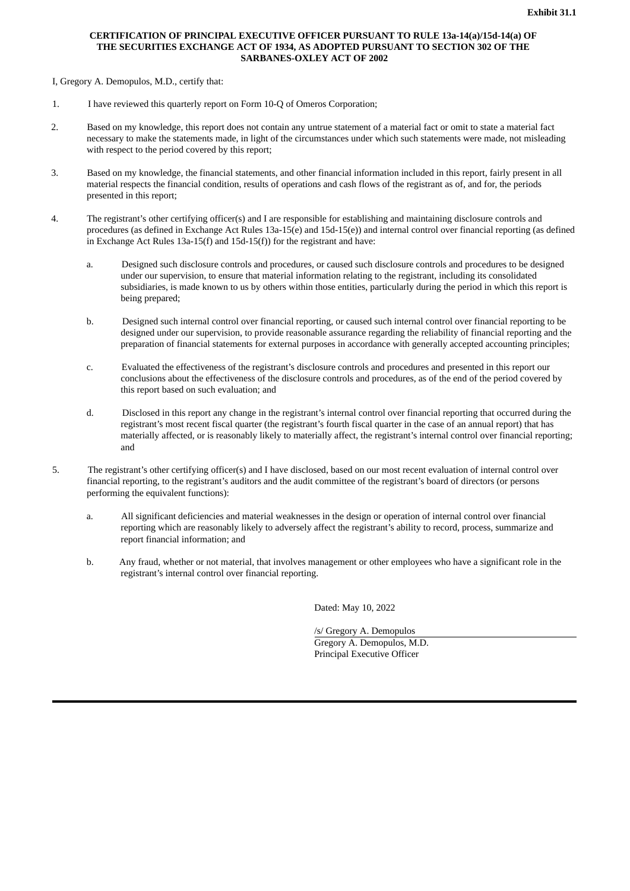**Exhibit 31.1**

**CERTIFICATION OF PRINCIPAL EXECUTIVE OFFICER PURSUANT TO RULE 13a-14(a)/15d-14(a) OF THE SECURITIES EXCHANGE ACT OF 1934, AS ADOPTED PURSUANT TO SECTION 302 OF THE SARBANES-OXLEY ACT OF 2002**

I, Gregory A. Demopulos, M.D., certify that:

1. I have reviewed this quarterly report on Form 10-Q of Omeros Corporation;

2. Based on my knowledge, this report does not contain any untrue statement of a material fact or omit to state a material fact necessary to make the statements made, in light of the circumstances under which such statements were made, not misleading with respect to the period covered by this report;

3. Based on my knowledge, the financial statements, and other financial information included in this report, fairly present in all material respects the financial condition, results of operations and cash flows of the registrant as of, and for, the periods presented in this report;

4. The registrant's other certifying officer(s) and I are responsible for establishing and maintaining disclosure controls and procedures (as defined in Exchange Act Rules 13a-15(e) and 15d-15(e)) and internal control over financial reporting (as defined in Exchange Act Rules 13a-15(f) and 15d-15(f)) for the registrant and have:

   a. Designed such disclosure controls and procedures, or caused such disclosure controls and procedures to be designed under our supervision, to ensure that material information relating to the registrant, including its consolidated subsidiaries, is made known to us by others within those entities, particularly during the period in which this report is being prepared;

   b. Designed such internal control over financial reporting, or caused such internal control over financial reporting to be designed under our supervision, to provide reasonable assurance regarding the reliability of financial reporting and the preparation of financial statements for external purposes in accordance with generally accepted accounting principles;

   c. Evaluated the effectiveness of the registrant's disclosure controls and procedures and presented in this report our conclusions about the effectiveness of the disclosure controls and procedures, as of the end of the period covered by this report based on such evaluation; and

   d. Disclosed in this report any change in the registrant's internal control over financial reporting that occurred during the registrant's most recent fiscal quarter (the registrant's fourth fiscal quarter in the case of an annual report) that has materially affected, or is reasonably likely to materially affect, the registrant's internal control over financial reporting; and

5. The registrant's other certifying officer(s) and I have disclosed, based on our most recent evaluation of internal control over financial reporting, to the registrant's auditors and the audit committee of the registrant's board of directors (or persons performing the equivalent functions):

   a. All significant deficiencies and material weaknesses in the design or operation of internal control over financial reporting which are reasonably likely to adversely affect the registrant's ability to record, process, summarize and report financial information; and

   b. Any fraud, whether or not material, that involves management or other employees who have a significant role in the registrant's internal control over financial reporting.

Dated: May 10, 2022

/s/ Gregory A. Demopulos

Gregory A. Demopulos, M.D.
Principal Executive Officer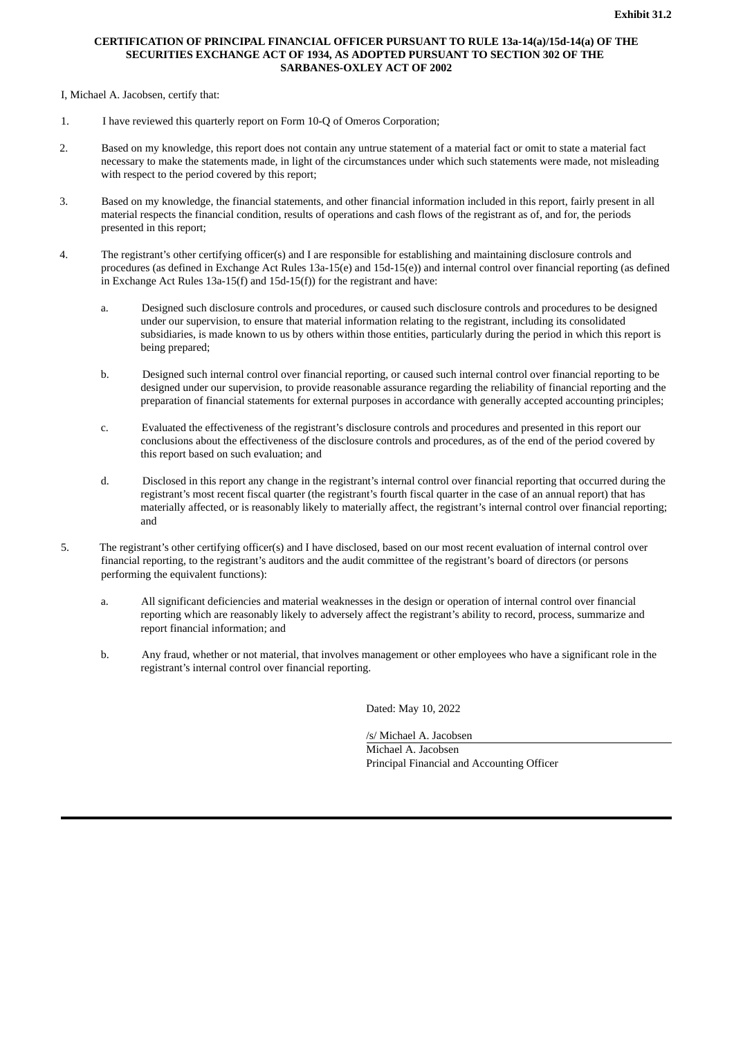**Exhibit 31.2**

**CERTIFICATION OF PRINCIPAL FINANCIAL OFFICER PURSUANT TO RULE 13a-14(a)/15d-14(a) OF THE SECURITIES EXCHANGE ACT OF 1934, AS ADOPTED PURSUANT TO SECTION 302 OF THE SARBANES-OXLEY ACT OF 2002**

I, Michael A. Jacobsen, certify that:

1. I have reviewed this quarterly report on Form 10-Q of Omeros Corporation;

2. Based on my knowledge, this report does not contain any untrue statement of a material fact or omit to state a material fact necessary to make the statements made, in light of the circumstances under which such statements were made, not misleading with respect to the period covered by this report;

3. Based on my knowledge, the financial statements, and other financial information included in this report, fairly present in all material respects the financial condition, results of operations and cash flows of the registrant as of, and for, the periods presented in this report;

4. The registrant's other certifying officer(s) and I are responsible for establishing and maintaining disclosure controls and procedures (as defined in Exchange Act Rules 13a-15(e) and 15d-15(e)) and internal control over financial reporting (as defined in Exchange Act Rules 13a-15(f) and 15d-15(f)) for the registrant and have:

   a. Designed such disclosure controls and procedures, or caused such disclosure controls and procedures to be designed under our supervision, to ensure that material information relating to the registrant, including its consolidated subsidiaries, is made known to us by others within those entities, particularly during the period in which this report is being prepared;

   b. Designed such internal control over financial reporting, or caused such internal control over financial reporting to be designed under our supervision, to provide reasonable assurance regarding the reliability of financial reporting and the preparation of financial statements for external purposes in accordance with generally accepted accounting principles;

   c. Evaluated the effectiveness of the registrant's disclosure controls and procedures and presented in this report our conclusions about the effectiveness of the disclosure controls and procedures, as of the end of the period covered by this report based on such evaluation; and

   d. Disclosed in this report any change in the registrant's internal control over financial reporting that occurred during the registrant's most recent fiscal quarter (the registrant's fourth fiscal quarter in the case of an annual report) that has materially affected, or is reasonably likely to materially affect, the registrant's internal control over financial reporting; and

5. The registrant's other certifying officer(s) and I have disclosed, based on our most recent evaluation of internal control over financial reporting, to the registrant's auditors and the audit committee of the registrant's board of directors (or persons performing the equivalent functions):

   a. All significant deficiencies and material weaknesses in the design or operation of internal control over financial reporting which are reasonably likely to adversely affect the registrant's ability to record, process, summarize and report financial information; and

   b. Any fraud, whether or not material, that involves management or other employees who have a significant role in the registrant's internal control over financial reporting.

Dated: May 10, 2022

/s/ Michael A. Jacobsen

Michael A. Jacobsen

Principal Financial and Accounting Officer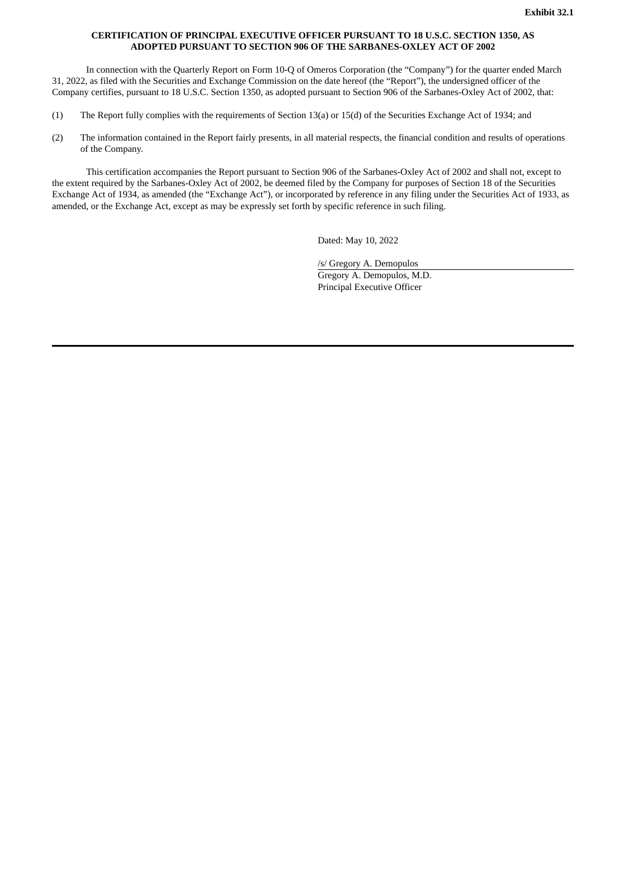**Exhibit 32.1**

**CERTIFICATION OF PRINCIPAL EXECUTIVE OFFICER PURSUANT TO 18 U.S.C. SECTION 1350, AS ADOPTED PURSUANT TO SECTION 906 OF THE SARBANES-OXLEY ACT OF 2002**

In connection with the Quarterly Report on Form 10-Q of Omeros Corporation (the "Company") for the quarter ended March 31, 2022, as filed with the Securities and Exchange Commission on the date hereof (the "Report"), the undersigned officer of the Company certifies, pursuant to 18 U.S.C. Section 1350, as adopted pursuant to Section 906 of the Sarbanes-Oxley Act of 2002, that:

(1) The Report fully complies with the requirements of Section 13(a) or 15(d) of the Securities Exchange Act of 1934; and

(2) The information contained in the Report fairly presents, in all material respects, the financial condition and results of operations of the Company.

This certification accompanies the Report pursuant to Section 906 of the Sarbanes-Oxley Act of 2002 and shall not, except to the extent required by the Sarbanes-Oxley Act of 2002, be deemed filed by the Company for purposes of Section 18 of the Securities Exchange Act of 1934, as amended (the "Exchange Act"), or incorporated by reference in any filing under the Securities Act of 1933, as amended, or the Exchange Act, except as may be expressly set forth by specific reference in such filing.

Dated: May 10, 2022

/s/ Gregory A. Demopulos
Gregory A. Demopulos, M.D.
Principal Executive Officer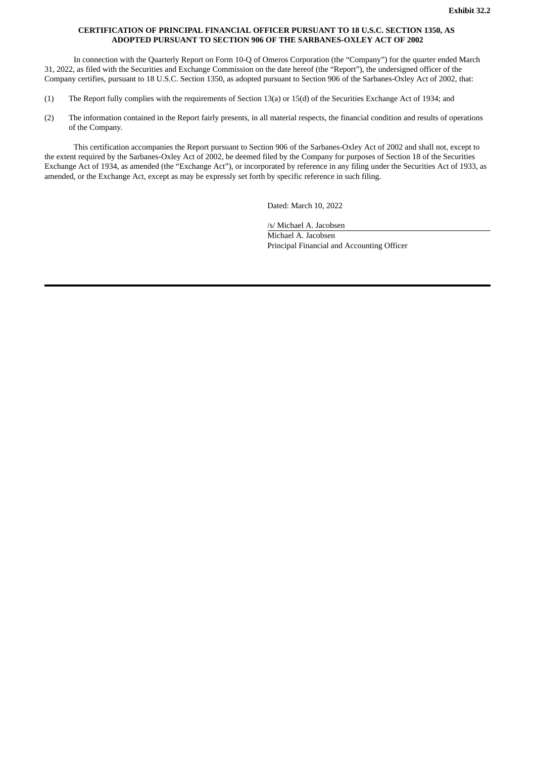**Exhibit 32.2**

**CERTIFICATION OF PRINCIPAL FINANCIAL OFFICER PURSUANT TO 18 U.S.C. SECTION 1350, AS ADOPTED PURSUANT TO SECTION 906 OF THE SARBANES-OXLEY ACT OF 2002**

In connection with the Quarterly Report on Form 10-Q of Omeros Corporation (the "Company") for the quarter ended March 31, 2022, as filed with the Securities and Exchange Commission on the date hereof (the "Report"), the undersigned officer of the Company certifies, pursuant to 18 U.S.C. Section 1350, as adopted pursuant to Section 906 of the Sarbanes-Oxley Act of 2002, that:

(1) The Report fully complies with the requirements of Section 13(a) or 15(d) of the Securities Exchange Act of 1934; and

(2) The information contained in the Report fairly presents, in all material respects, the financial condition and results of operations of the Company.

This certification accompanies the Report pursuant to Section 906 of the Sarbanes-Oxley Act of 2002 and shall not, except to the extent required by the Sarbanes-Oxley Act of 2002, be deemed filed by the Company for purposes of Section 18 of the Securities Exchange Act of 1934, as amended (the "Exchange Act"), or incorporated by reference in any filing under the Securities Act of 1933, as amended, or the Exchange Act, except as may be expressly set forth by specific reference in such filing.

Dated: March 10, 2022

/s/ Michael A. Jacobsen

Michael A. Jacobsen
Principal Financial and Accounting Officer